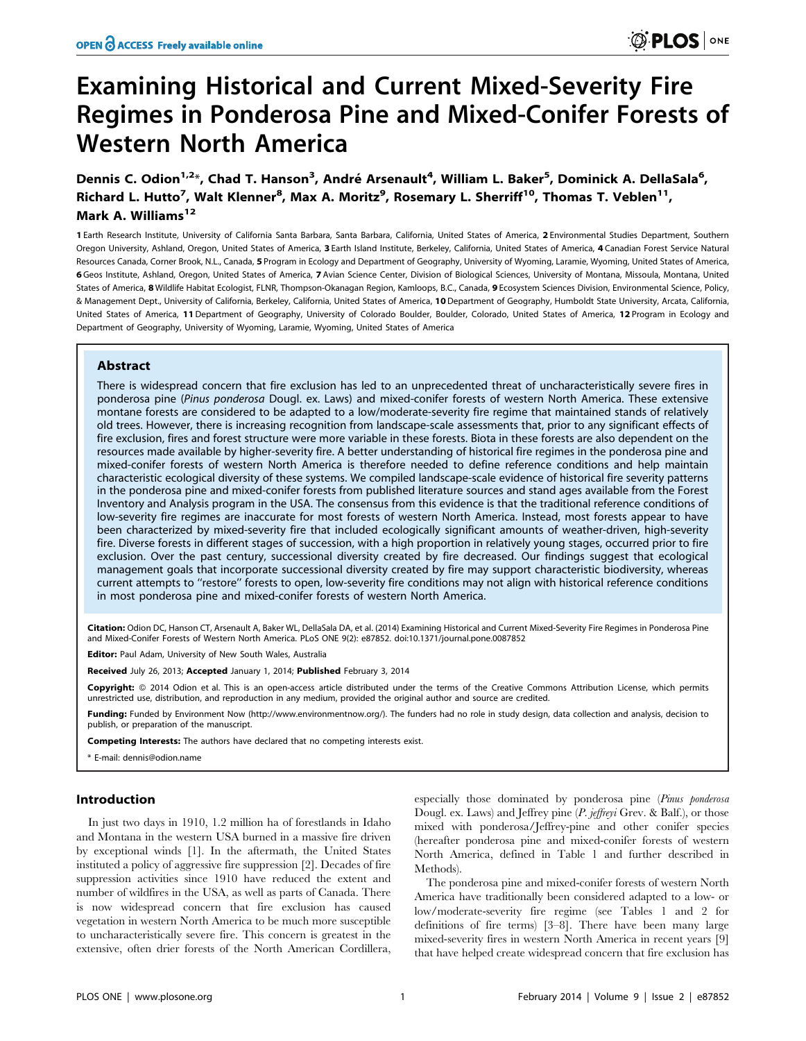# Examining Historical and Current Mixed-Severity Fire Regimes in Ponderosa Pine and Mixed-Conifer Forests of Western North America

**Dennis C. Odion[1,2]*, Chad T. Hanson[3], André Arsenault[4], William L. Baker[5], Dominick A. DellaSala[6], Richard L. Hutto[7], Walt Klenner[8], Max A. Moritz[9], Rosemary L. Sherriff[10], Thomas T. Veblen[11], Mark A. Williams[12]**

1 Earth Research Institute, University of California Santa Barbara, Santa Barbara, California, United States of America, 2 Environmental Studies Department, Southern Oregon University, Ashland, Oregon, United States of America, 3 Earth Island Institute, Berkeley, California, United States of America, 4 Canadian Forest Service Natural Resources Canada, Corner Brook, N.L., Canada, 5 Program in Ecology and Department of Geography, University of Wyoming, Laramie, Wyoming, United States of America, 6 Geos Institute, Ashland, Oregon, United States of America, 7 Avian Science Center, Division of Biological Sciences, University of Montana, Missoula, Montana, United States of America, 8 Wildlife Habitat Ecologist, FLNR, Thompson-Okanagan Region, Kamloops, B.C., Canada, 9 Ecosystem Sciences Division, Environmental Science, Policy, & Management Dept., University of California, Berkeley, California, United States of America, 10 Department of Geography, Humboldt State University, Arcata, California, United States of America, 11 Department of Geography, University of Colorado Boulder, Boulder, Colorado, United States of America, 12 Program in Ecology and Department of Geography, University of Wyoming, Laramie, Wyoming, United States of America

## Abstract

There is widespread concern that fire exclusion has led to an unprecedented threat of uncharacteristically severe fires in ponderosa pine (*Pinus ponderosa* Dougl. ex. Laws) and mixed-conifer forests of western North America. These extensive montane forests are considered to be adapted to a low/moderate-severity fire regime that maintained stands of relatively old trees. However, there is increasing recognition from landscape-scale assessments that, prior to any significant effects of fire exclusion, fires and forest structure were more variable in these forests. Biota in these forests are also dependent on the resources made available by higher-severity fire. A better understanding of historical fire regimes in the ponderosa pine and mixed-conifer forests of western North America is therefore needed to define reference conditions and help maintain characteristic ecological diversity of these systems. We compiled landscape-scale evidence of historical fire severity patterns in the ponderosa pine and mixed-conifer forests from published literature sources and stand ages available from the Forest Inventory and Analysis program in the USA. The consensus from this evidence is that the traditional reference conditions of low-severity fire regimes are inaccurate for most forests of western North America. Instead, most forests appear to have been characterized by mixed-severity fire that included ecologically significant amounts of weather-driven, high-severity fire. Diverse forests in different stages of succession, with a high proportion in relatively young stages, occurred prior to fire exclusion. Over the past century, successional diversity created by fire decreased. Our findings suggest that ecological management goals that incorporate successional diversity created by fire may support characteristic biodiversity, whereas current attempts to ''restore'' forests to open, low-severity fire conditions may not align with historical reference conditions in most ponderosa pine and mixed-conifer forests of western North America.

**Citation:** Odion DC, Hanson CT, Arsenault A, Baker WL, DellaSala DA, et al. (2014) Examining Historical and Current Mixed-Severity Fire Regimes in Ponderosa Pine and Mixed-Conifer Forests of Western North America. PLoS ONE 9(2): e87852. doi:10.1371/journal.pone.0087852

**Editor:** Paul Adam, University of New South Wales, Australia

**Received** July 26, 2013; **Accepted** January 1, 2014; **Published** February 3, 2014

**Copyright:** © 2014 Odion et al. This is an open-access article distributed under the terms of the Creative Commons Attribution License, which permits unrestricted use, distribution, and reproduction in any medium, provided the original author and source are credited.

**Funding:** Funded by Environment Now (http://www.environmentnow.org/). The funders had no role in study design, data collection and analysis, decision to publish, or preparation of the manuscript.

**Competing Interests:** The authors have declared that no competing interests exist.

\* E-mail: dennis@odion.name

## Introduction

In just two days in 1910, 1.2 million ha of forestlands in Idaho and Montana in the western USA burned in a massive fire driven by exceptional winds [1]. In the aftermath, the United States instituted a policy of aggressive fire suppression [2]. Decades of fire suppression activities since 1910 have reduced the extent and number of wildfires in the USA, as well as parts of Canada. There is now widespread concern that fire exclusion has caused vegetation in western North America to be much more susceptible to uncharacteristically severe fire. This concern is greatest in the extensive, often drier forests of the North American Cordillera, especially those dominated by ponderosa pine (*Pinus ponderosa* Dougl. ex. Laws) and Jeffrey pine (*P. jeffreyi* Grev. & Balf.), or those mixed with ponderosa/Jeffrey-pine and other conifer species (hereafter ponderosa pine and mixed-conifer forests of western North America, defined in Table 1 and further described in Methods).

The ponderosa pine and mixed-conifer forests of western North America have traditionally been considered adapted to a low- or low/moderate-severity fire regime (see Tables 1 and 2 for definitions of fire terms) [3–8]. There have been many large mixed-severity fires in western North America in recent years [9] that have helped create widespread concern that fire exclusion has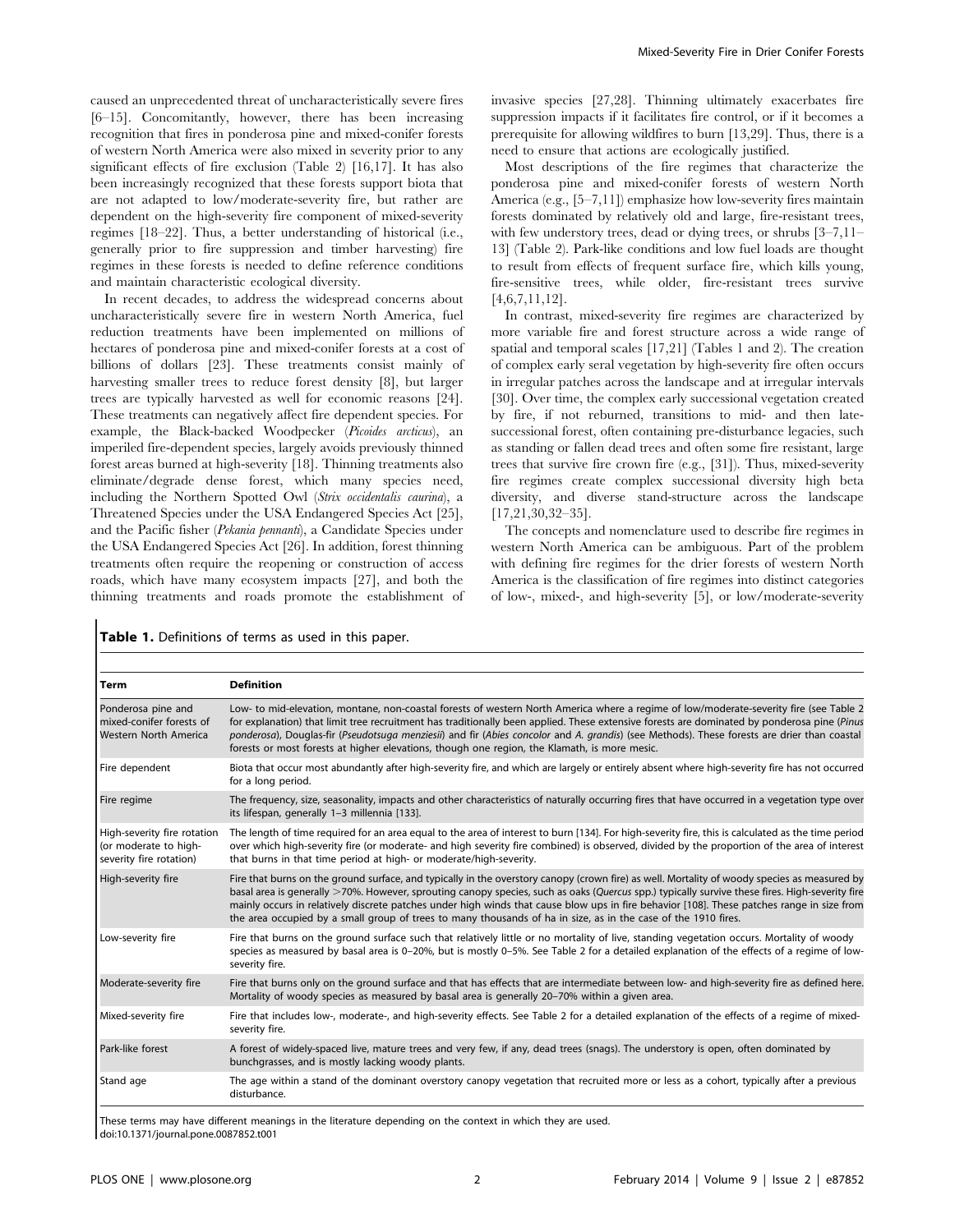caused an unprecedented threat of uncharacteristically severe fires [6–15]. Concomitantly, however, there has been increasing recognition that fires in ponderosa pine and mixed-conifer forests of western North America were also mixed in severity prior to any significant effects of fire exclusion (Table 2) [16,17]. It has also been increasingly recognized that these forests support biota that are not adapted to low/moderate-severity fire, but rather are dependent on the high-severity fire component of mixed-severity regimes [18–22]. Thus, a better understanding of historical (i.e., generally prior to fire suppression and timber harvesting) fire regimes in these forests is needed to define reference conditions and maintain characteristic ecological diversity.

In recent decades, to address the widespread concerns about uncharacteristically severe fire in western North America, fuel reduction treatments have been implemented on millions of hectares of ponderosa pine and mixed-conifer forests at a cost of billions of dollars [23]. These treatments consist mainly of harvesting smaller trees to reduce forest density [8], but larger trees are typically harvested as well for economic reasons [24]. These treatments can negatively affect fire dependent species. For example, the Black-backed Woodpecker (*Picoides arcticus*), an imperiled fire-dependent species, largely avoids previously thinned forest areas burned at high-severity [18]. Thinning treatments also eliminate/degrade dense forest, which many species need, including the Northern Spotted Owl (*Strix occidentalis caurina*), a Threatened Species under the USA Endangered Species Act [25], and the Pacific fisher (*Pekania pennanti*), a Candidate Species under the USA Endangered Species Act [26]. In addition, forest thinning treatments often require the reopening or construction of access roads, which have many ecosystem impacts [27], and both the thinning treatments and roads promote the establishment of invasive species [27,28]. Thinning ultimately exacerbates fire suppression impacts if it facilitates fire control, or if it becomes a prerequisite for allowing wildfires to burn [13,29]. Thus, there is a need to ensure that actions are ecologically justified.

Most descriptions of the fire regimes that characterize the ponderosa pine and mixed-conifer forests of western North America (e.g., [5–7,11]) emphasize how low-severity fires maintain forests dominated by relatively old and large, fire-resistant trees, with few understory trees, dead or dying trees, or shrubs [3–7,11–13] (Table 2). Park-like conditions and low fuel loads are thought to result from effects of frequent surface fire, which kills young, fire-sensitive trees, while older, fire-resistant trees survive [4,6,7,11,12].

In contrast, mixed-severity fire regimes are characterized by more variable fire and forest structure across a wide range of spatial and temporal scales [17,21] (Tables 1 and 2). The creation of complex early seral vegetation by high-severity fire often occurs in irregular patches across the landscape and at irregular intervals [30]. Over time, the complex early successional vegetation created by fire, if not reburned, transitions to mid- and then late-successional forest, often containing pre-disturbance legacies, such as standing or fallen dead trees and often some fire resistant, large trees that survive fire crown fire (e.g., [31]). Thus, mixed-severity fire regimes create complex successional diversity high beta diversity, and diverse stand-structure across the landscape [17,21,30,32–35].

The concepts and nomenclature used to describe fire regimes in western North America can be ambiguous. Part of the problem with defining fire regimes for the drier forests of western North America is the classification of fire regimes into distinct categories of low-, mixed-, and high-severity [5], or low/moderate-severity

**Table 1.** Definitions of terms as used in this paper.

| Term | Definition |
|---|---|
| Ponderosa pine and mixed-conifer forests of Western North America | Low- to mid-elevation, montane, non-coastal forests of western North America where a regime of low/moderate-severity fire (see Table 2 for explanation) that limit tree recruitment has traditionally been applied. These extensive forests are dominated by ponderosa pine (*Pinus ponderosa*), Douglas-fir (*Pseudotsuga menziesii*) and fir (*Abies concolor* and *A. grandis*) (see Methods). These forests are drier than coastal forests or most forests at higher elevations, though one region, the Klamath, is more mesic. |
| Fire dependent | Biota that occur most abundantly after high-severity fire, and which are largely or entirely absent where high-severity fire has not occurred for a long period. |
| Fire regime | The frequency, size, seasonality, impacts and other characteristics of naturally occurring fires that have occurred in a vegetation type over its lifespan, generally 1–3 millennia [133]. |
| High-severity fire rotation (or moderate to high-severity fire rotation) | The length of time required for an area equal to the area of interest to burn [134]. For high-severity fire, this is calculated as the time period over which high-severity fire (or moderate- and high severity fire combined) is observed, divided by the proportion of the area of interest that burns in that time period at high- or moderate/high-severity. |
| High-severity fire | Fire that burns on the ground surface, and typically in the overstory canopy (crown fire) as well. Mortality of woody species as measured by basal area is generally >70%. However, sprouting canopy species, such as oaks (*Quercus* spp.) typically survive these fires. High-severity fire mainly occurs in relatively discrete patches under high winds that cause blow ups in fire behavior [108]. These patches range in size from the area occupied by a small group of trees to many thousands of ha in size, as in the case of the 1910 fires. |
| Low-severity fire | Fire that burns on the ground surface such that relatively little or no mortality of live, standing vegetation occurs. Mortality of woody species as measured by basal area is 0–20%, but is mostly 0–5%. See Table 2 for a detailed explanation of the effects of a regime of low-severity fire. |
| Moderate-severity fire | Fire that burns only on the ground surface and that has effects that are intermediate between low- and high-severity fire as defined here. Mortality of woody species as measured by basal area is generally 20–70% within a given area. |
| Mixed-severity fire | Fire that includes low-, moderate-, and high-severity effects. See Table 2 for a detailed explanation of the effects of a regime of mixed-severity fire. |
| Park-like forest | A forest of widely-spaced live, mature trees and very few, if any, dead trees (snags). The understory is open, often dominated by bunchgrasses, and is mostly lacking woody plants. |
| Stand age | The age within a stand of the dominant overstory canopy vegetation that recruited more or less as a cohort, typically after a previous disturbance. |

These terms may have different meanings in the literature depending on the context in which they are used.
doi:10.1371/journal.pone.0087852.t001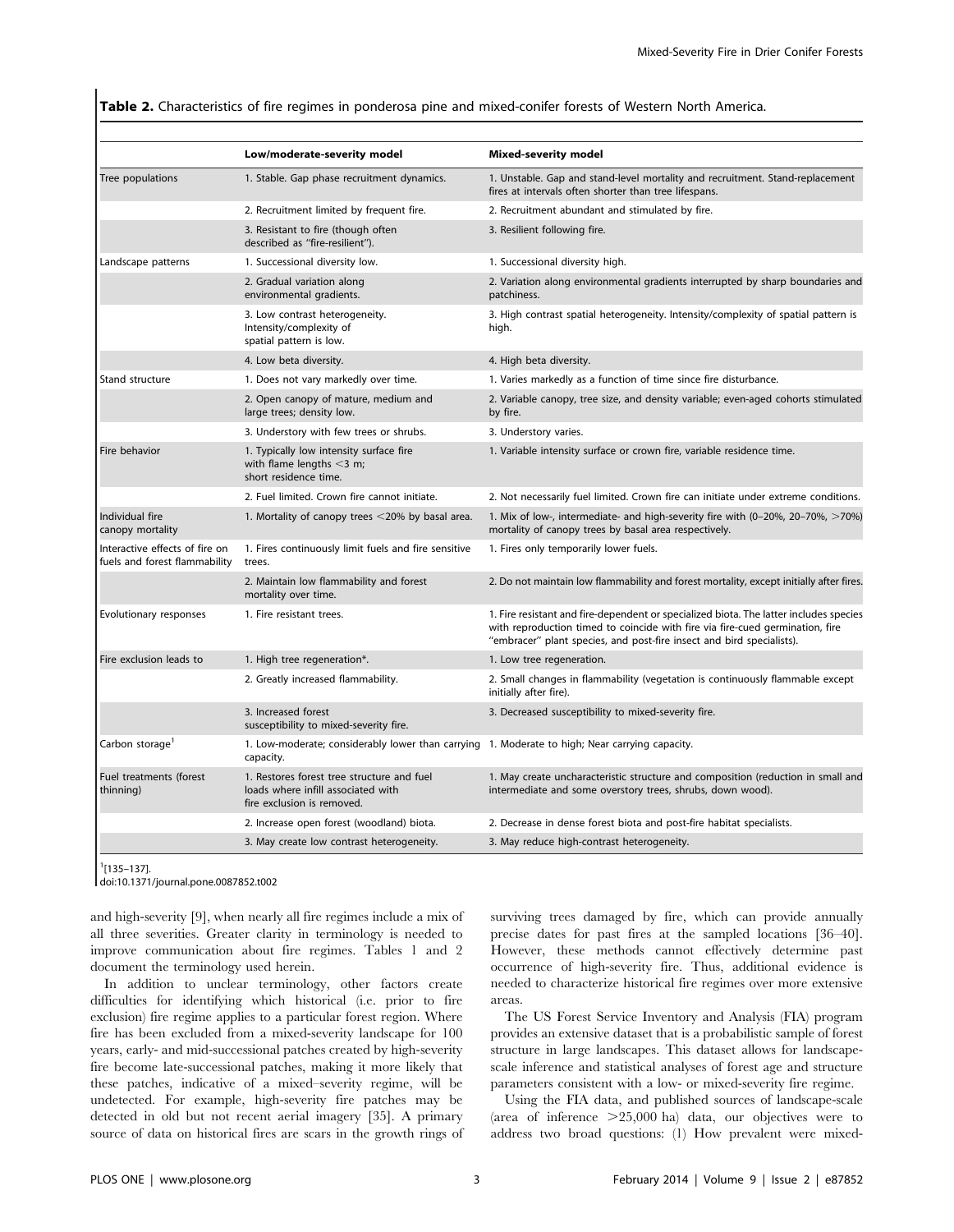**Table 2.** Characteristics of fire regimes in ponderosa pine and mixed-conifer forests of Western North America.

| | Low/moderate-severity model | Mixed-severity model |
|---|---|---|
| Tree populations | 1. Stable. Gap phase recruitment dynamics. | 1. Unstable. Gap and stand-level mortality and recruitment. Stand-replacement fires at intervals often shorter than tree lifespans. |
| | 2. Recruitment limited by frequent fire. | 2. Recruitment abundant and stimulated by fire. |
| | 3. Resistant to fire (though often described as "fire-resilient"). | 3. Resilient following fire. |
| Landscape patterns | 1. Successional diversity low. | 1. Successional diversity high. |
| | 2. Gradual variation along environmental gradients. | 2. Variation along environmental gradients interrupted by sharp boundaries and patchiness. |
| | 3. Low contrast heterogeneity. Intensity/complexity of spatial pattern is low. | 3. High contrast spatial heterogeneity. Intensity/complexity of spatial pattern is high. |
| | 4. Low beta diversity. | 4. High beta diversity. |
| Stand structure | 1. Does not vary markedly over time. | 1. Varies markedly as a function of time since fire disturbance. |
| | 2. Open canopy of mature, medium and large trees; density low. | 2. Variable canopy, tree size, and density variable; even-aged cohorts stimulated by fire. |
| | 3. Understory with few trees or shrubs. | 3. Understory varies. |
| Fire behavior | 1. Typically low intensity surface fire with flame lengths <3 m; short residence time. | 1. Variable intensity surface or crown fire, variable residence time. |
| | 2. Fuel limited. Crown fire cannot initiate. | 2. Not necessarily fuel limited. Crown fire can initiate under extreme conditions. |
| Individual fire canopy mortality | 1. Mortality of canopy trees <20% by basal area. | 1. Mix of low-, intermediate- and high-severity fire with (0–20%, 20–70%, >70%) mortality of canopy trees by basal area respectively. |
| Interactive effects of fire on fuels and forest flammability | 1. Fires continuously limit fuels and fire sensitive trees. | 1. Fires only temporarily lower fuels. |
| | 2. Maintain low flammability and forest mortality over time. | 2. Do not maintain low flammability and forest mortality, except initially after fires. |
| Evolutionary responses | 1. Fire resistant trees. | 1. Fire resistant and fire-dependent or specialized biota. The latter includes species with reproduction timed to coincide with fire via fire-cued germination, fire "embracer" plant species, and post-fire insect and bird specialists). |
| Fire exclusion leads to | 1. High tree regeneration*. | 1. Low tree regeneration. |
| | 2. Greatly increased flammability. | 2. Small changes in flammability (vegetation is continuously flammable except initially after fire). |
| | 3. Increased forest susceptibility to mixed-severity fire. | 3. Decreased susceptibility to mixed-severity fire. |
| Carbon storage[1] | 1. Low-moderate; considerably lower than carrying capacity. | 1. Moderate to high; Near carrying capacity. |
| Fuel treatments (forest thinning) | 1. Restores forest tree structure and fuel loads where infill associated with fire exclusion is removed. | 1. May create uncharacteristic structure and composition (reduction in small and intermediate and some overstory trees, shrubs, down wood). |
| | 2. Increase open forest (woodland) biota. | 2. Decrease in dense forest biota and post-fire habitat specialists. |
| | 3. May create low contrast heterogeneity. | 3. May reduce high-contrast heterogeneity. |

[1][135–137].
doi:10.1371/journal.pone.0087852.t002

and high-severity [9], when nearly all fire regimes include a mix of all three severities. Greater clarity in terminology is needed to improve communication about fire regimes. Tables 1 and 2 document the terminology used herein.

In addition to unclear terminology, other factors create difficulties for identifying which historical (i.e. prior to fire exclusion) fire regime applies to a particular forest region. Where fire has been excluded from a mixed-severity landscape for 100 years, early- and mid-successional patches created by high-severity fire become late-successional patches, making it more likely that these patches, indicative of a mixed–severity regime, will be undetected. For example, high-severity fire patches may be detected in old but not recent aerial imagery [35]. A primary source of data on historical fires are scars in the growth rings of surviving trees damaged by fire, which can provide annually precise dates for past fires at the sampled locations [36–40]. However, these methods cannot effectively determine past occurrence of high-severity fire. Thus, additional evidence is needed to characterize historical fire regimes over more extensive areas.

The US Forest Service Inventory and Analysis (FIA) program provides an extensive dataset that is a probabilistic sample of forest structure in large landscapes. This dataset allows for landscape-scale inference and statistical analyses of forest age and structure parameters consistent with a low- or mixed-severity fire regime.

Using the FIA data, and published sources of landscape-scale (area of inference >25,000 ha) data, our objectives were to address two broad questions: (1) How prevalent were mixed-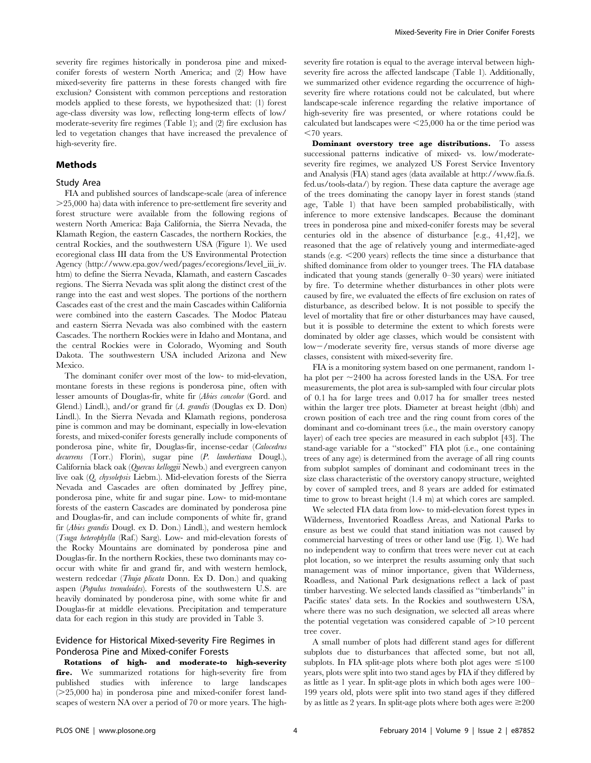severity fire regimes historically in ponderosa pine and mixed-conifer forests of western North America; and (2) How have mixed-severity fire patterns in these forests changed with fire exclusion? Consistent with common perceptions and restoration models applied to these forests, we hypothesized that: (1) forest age-class diversity was low, reflecting long-term effects of low/moderate-severity fire regimes (Table 1); and (2) fire exclusion has led to vegetation changes that have increased the prevalence of high-severity fire.

## Methods

### Study Area

FIA and published sources of landscape-scale (area of inference >25,000 ha) data with inference to pre-settlement fire severity and forest structure were available from the following regions of western North America: Baja California, the Sierra Nevada, the Klamath Region, the eastern Cascades, the northern Rockies, the central Rockies, and the southwestern USA (Figure 1). We used ecoregional class III data from the US Environmental Protection Agency (http://www.epa.gov/wed/pages/ecoregions/level_iii_iv.htm) to define the Sierra Nevada, Klamath, and eastern Cascades regions. The Sierra Nevada was split along the distinct crest of the range into the east and west slopes. The portions of the northern Cascades east of the crest and the main Cascades within California were combined into the eastern Cascades. The Modoc Plateau and eastern Sierra Nevada was also combined with the eastern Cascades. The northern Rockies were in Idaho and Montana, and the central Rockies were in Colorado, Wyoming and South Dakota. The southwestern USA included Arizona and New Mexico.

The dominant conifer over most of the low- to mid-elevation, montane forests in these regions is ponderosa pine, often with lesser amounts of Douglas-fir, white fir (*Abies concolor* (Gord. and Glend.) Lindl.), and/or grand fir (*A. grandis* (Douglas ex D. Don) Lindl.). In the Sierra Nevada and Klamath regions, ponderosa pine is common and may be dominant, especially in low-elevation forests, and mixed-conifer forests generally include components of ponderosa pine, white fir, Douglas-fir, incense-cedar (*Calocedrus decurrens* (Torr.) Florin), sugar pine (*P. lambertiana* Dougl.), California black oak (*Quercus kelloggii* Newb.) and evergreen canyon live oak (*Q. chysolepsis* Liebm.). Mid-elevation forests of the Sierra Nevada and Cascades are often dominated by Jeffrey pine, ponderosa pine, white fir and sugar pine. Low- to mid-montane forests of the eastern Cascades are dominated by ponderosa pine and Douglas-fir, and can include components of white fir, grand fir (*Abies grandis* Dougl. ex D. Don.) Lindl.), and western hemlock (*Tsuga heterophylla* (Raf.) Sarg). Low- and mid-elevation forests of the Rocky Mountains are dominated by ponderosa pine and Douglas-fir. In the northern Rockies, these two dominants may co-occur with white fir and grand fir, and with western hemlock, western redcedar (*Thuja plicata* Donn. Ex D. Don.) and quaking aspen (*Populus tremuloides*). Forests of the southwestern U.S. are heavily dominated by ponderosa pine, with some white fir and Douglas-fir at middle elevations. Precipitation and temperature data for each region in this study are provided in Table 3.

### Evidence for Historical Mixed-severity Fire Regimes in Ponderosa Pine and Mixed-conifer Forests

**Rotations of high- and moderate-to high-severity fire.** We summarized rotations for high-severity fire from published studies with inference to large landscapes (>25,000 ha) in ponderosa pine and mixed-conifer forest landscapes of western NA over a period of 70 or more years. The high-severity fire rotation is equal to the average interval between high-severity fire across the affected landscape (Table 1). Additionally, we summarized other evidence regarding the occurrence of high-severity fire where rotations could not be calculated, but where landscape-scale inference regarding the relative importance of high-severity fire was presented, or where rotations could be calculated but landscapes were <25,000 ha or the time period was <70 years.

**Dominant overstory tree age distributions.** To assess successional patterns indicative of mixed- vs. low/moderate-severity fire regimes, we analyzed US Forest Service Inventory and Analysis (FIA) stand ages (data available at http://www.fia.fs.fed.us/tools-data/) by region. These data capture the average age of the trees dominating the canopy layer in forest stands (stand age, Table 1) that have been sampled probabilistically, with inference to more extensive landscapes. Because the dominant trees in ponderosa pine and mixed-conifer forests may be several centuries old in the absence of disturbance [e.g., 41,42], we reasoned that the age of relatively young and intermediate-aged stands (e.g. <200 years) reflects the time since a disturbance that shifted dominance from older to younger trees. The FIA database indicated that young stands (generally 0–30 years) were initiated by fire. To determine whether disturbances in other plots were caused by fire, we evaluated the effects of fire exclusion on rates of disturbance, as described below. It is not possible to specify the level of mortality that fire or other disturbances may have caused, but it is possible to determine the extent to which forests were dominated by older age classes, which would be consistent with low−/moderate severity fire, versus stands of more diverse age classes, consistent with mixed-severity fire.

FIA is a monitoring system based on one permanent, random 1-ha plot per ~2400 ha across forested lands in the USA. For tree measurements, the plot area is sub-sampled with four circular plots of 0.1 ha for large trees and 0.017 ha for smaller trees nested within the larger tree plots. Diameter at breast height (dbh) and crown position of each tree and the ring count from cores of the dominant and co-dominant trees (i.e., the main overstory canopy layer) of each tree species are measured in each subplot [43]. The stand-age variable for a "stocked" FIA plot (i.e., one containing trees of any age) is determined from the average of all ring counts from subplot samples of dominant and codominant trees in the size class characteristic of the overstory canopy structure, weighted by cover of sampled trees, and 8 years are added for estimated time to grow to breast height (1.4 m) at which cores are sampled.

We selected FIA data from low- to mid-elevation forest types in Wilderness, Inventoried Roadless Areas, and National Parks to ensure as best we could that stand initiation was not caused by commercial harvesting of trees or other land use (Fig. 1). We had no independent way to confirm that trees were never cut at each plot location, so we interpret the results assuming only that such management was of minor importance, given that Wilderness, Roadless, and National Park designations reflect a lack of past timber harvesting. We selected lands classified as "timberlands" in Pacific states' data sets. In the Rockies and southwestern USA, where there was no such designation, we selected all areas where the potential vegetation was considered capable of >10 percent tree cover.

A small number of plots had different stand ages for different subplots due to disturbances that affected some, but not all, subplots. In FIA split-age plots where both plot ages were ≤100 years, plots were split into two stand ages by FIA if they differed by as little as 1 year. In split-age plots in which both ages were 100–199 years old, plots were split into two stand ages if they differed by as little as 2 years. In split-age plots where both ages were ≥200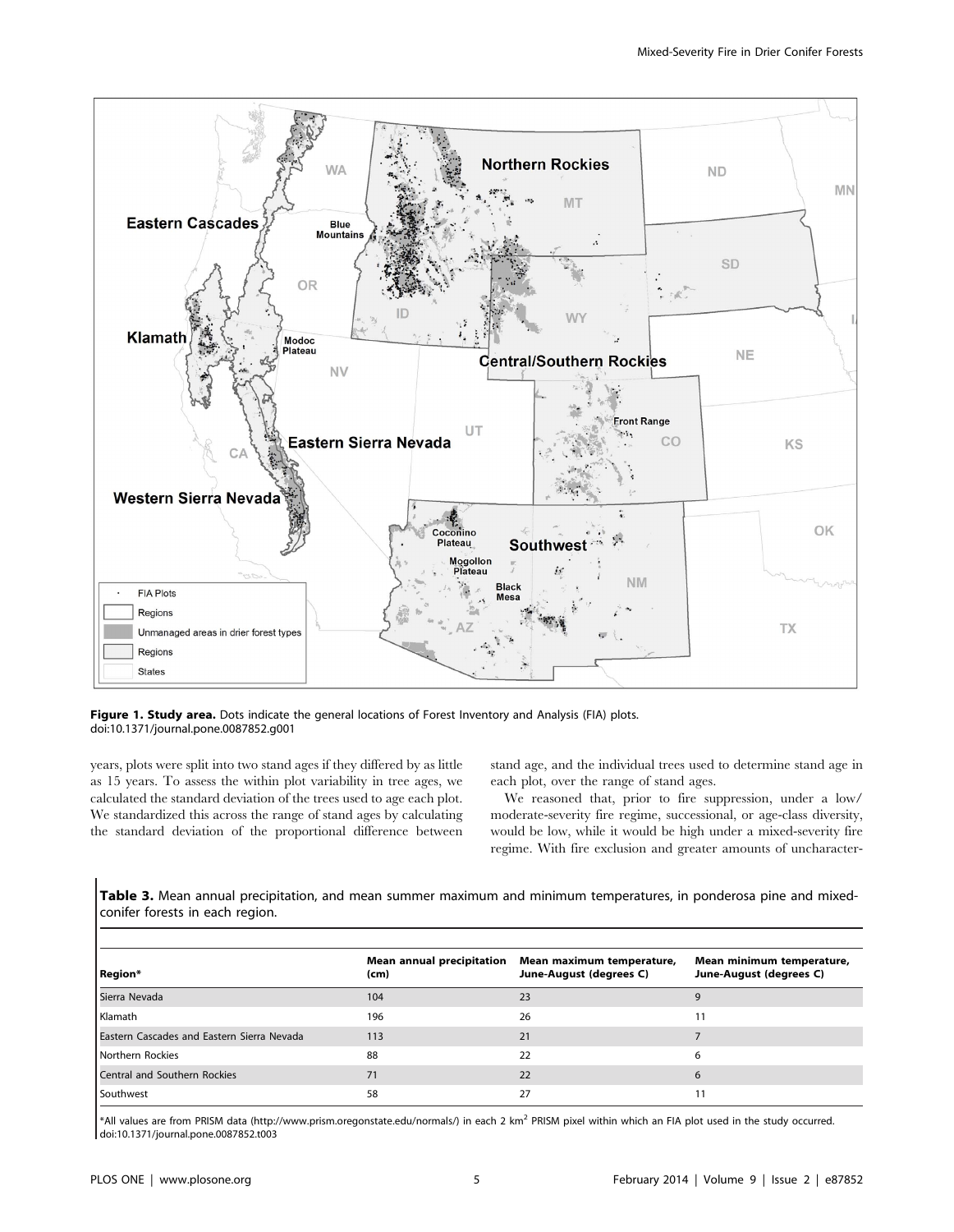**Figure 1. Study area.** Dots indicate the general locations of Forest Inventory and Analysis (FIA) plots.
doi:10.1371/journal.pone.0087852.g001

years, plots were split into two stand ages if they differed by as little as 15 years. To assess the within plot variability in tree ages, we calculated the standard deviation of the trees used to age each plot. We standardized this across the range of stand ages by calculating the standard deviation of the proportional difference between stand age, and the individual trees used to determine stand age in each plot, over the range of stand ages.

We reasoned that, prior to fire suppression, under a low/moderate-severity fire regime, successional, or age-class diversity, would be low, while it would be high under a mixed-severity fire regime. With fire exclusion and greater amounts of uncharacter-

**Table 3.** Mean annual precipitation, and mean summer maximum and minimum temperatures, in ponderosa pine and mixed-conifer forests in each region.

| Region* | Mean annual precipitation (cm) | Mean maximum temperature, June-August (degrees C) | Mean minimum temperature, June-August (degrees C) |
|---|---|---|---|
| Sierra Nevada | 104 | 23 | 9 |
| Klamath | 196 | 26 | 11 |
| Eastern Cascades and Eastern Sierra Nevada | 113 | 21 | 7 |
| Northern Rockies | 88 | 22 | 6 |
| Central and Southern Rockies | 71 | 22 | 6 |
| Southwest | 58 | 27 | 11 |

*All values are from PRISM data (http://www.prism.oregonstate.edu/normals/) in each 2 km$^2$ PRISM pixel within which an FIA plot used in the study occurred.
doi:10.1371/journal.pone.0087852.t003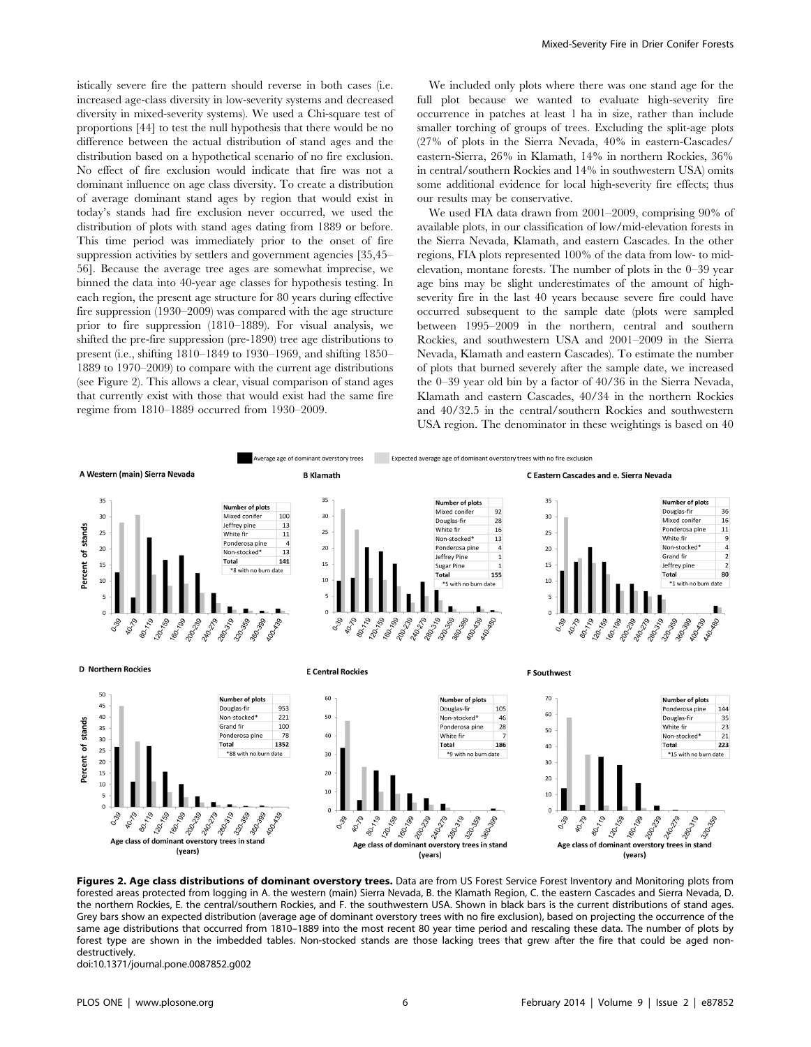istically severe fire the pattern should reverse in both cases (i.e. increased age-class diversity in low-severity systems and decreased diversity in mixed-severity systems). We used a Chi-square test of proportions [44] to test the null hypothesis that there would be no difference between the actual distribution of stand ages and the distribution based on a hypothetical scenario of no fire exclusion. No effect of fire exclusion would indicate that fire was not a dominant influence on age class diversity. To create a distribution of average dominant stand ages by region that would exist in today's stands had fire exclusion never occurred, we used the distribution of plots with stand ages dating from 1889 or before. This time period was immediately prior to the onset of fire suppression activities by settlers and government agencies [35,45–56]. Because the average tree ages are somewhat imprecise, we binned the data into 40-year age classes for hypothesis testing. In each region, the present age structure for 80 years during effective fire suppression (1930–2009) was compared with the age structure prior to fire suppression (1810–1889). For visual analysis, we shifted the pre-fire suppression (pre-1890) tree age distributions to present (i.e., shifting 1810–1849 to 1930–1969, and shifting 1850–1889 to 1970–2009) to compare with the current age distributions (see Figure 2). This allows a clear, visual comparison of stand ages that currently exist with those that would exist had the same fire regime from 1810–1889 occurred from 1930–2009.

We included only plots where there was one stand age for the full plot because we wanted to evaluate high-severity fire occurrence in patches at least 1 ha in size, rather than include smaller torching of groups of trees. Excluding the split-age plots (27% of plots in the Sierra Nevada, 40% in eastern-Cascades/eastern-Sierra, 26% in Klamath, 14% in northern Rockies, 36% in central/southern Rockies and 14% in southwestern USA) omits some additional evidence for local high-severity fire effects; thus our results may be conservative.

We used FIA data drawn from 2001–2009, comprising 90% of available plots, in our classification of low/mid-elevation forests in the Sierra Nevada, Klamath, and eastern Cascades. In the other regions, FIA plots represented 100% of the data from low- to mid-elevation, montane forests. The number of plots in the 0–39 year age bins may be slight underestimates of the amount of high-severity fire in the last 40 years because severe fire could have occurred subsequent to the sample date (plots were sampled between 1995–2009 in the northern, central and southern Rockies, and southwestern USA and 2001–2009 in the Sierra Nevada, Klamath and eastern Cascades). To estimate the number of plots that burned severely after the sample date, we increased the 0–39 year old bin by a factor of 40/36 in the Sierra Nevada, Klamath and eastern Cascades, 40/34 in the northern Rockies and 40/32.5 in the central/southern Rockies and southwestern USA region. The denominator in these weightings is based on 40

**Figures 2. Age class distributions of dominant overstory trees.** Data are from US Forest Service Forest Inventory and Monitoring plots from forested areas protected from logging in A. the western (main) Sierra Nevada, B. the Klamath Region, C. the eastern Cascades and Sierra Nevada, D. the northern Rockies, E. the central/southern Rockies, and F. the southwestern USA. Shown in black bars is the current distributions of stand ages. Grey bars show an expected distribution (average age of dominant overstory trees with no fire exclusion), based on projecting the occurrence of the same age distributions that occurred from 1810–1889 into the most recent 80 year time period and rescaling these data. The number of plots by forest type are shown in the imbedded tables. Non-stocked stands are those lacking trees that grew after the fire that could be aged non-destructively.
doi:10.1371/journal.pone.0087852.g002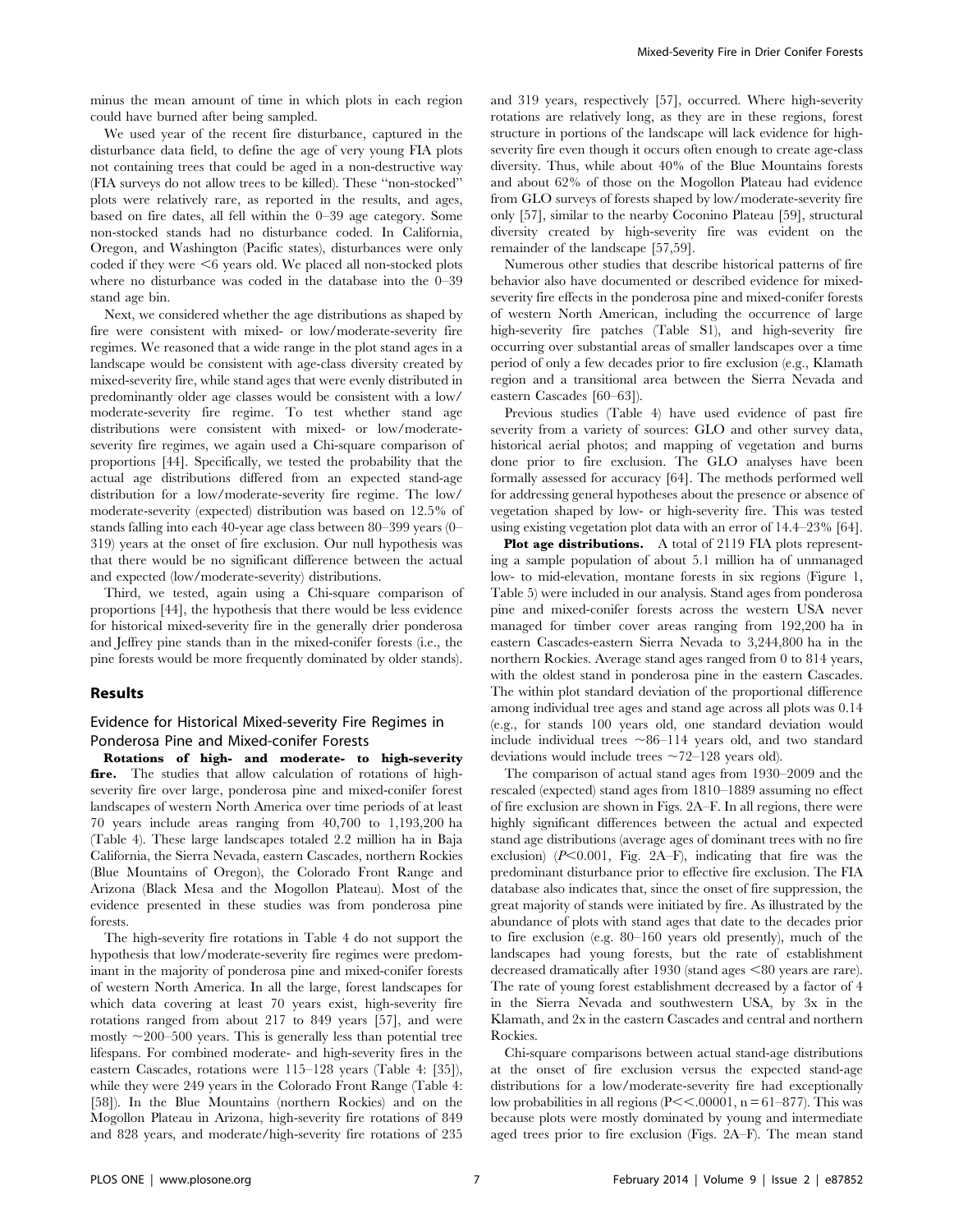minus the mean amount of time in which plots in each region could have burned after being sampled.

We used year of the recent fire disturbance, captured in the disturbance data field, to define the age of very young FIA plots not containing trees that could be aged in a non-destructive way (FIA surveys do not allow trees to be killed). These "non-stocked" plots were relatively rare, as reported in the results, and ages, based on fire dates, all fell within the 0–39 age category. Some non-stocked stands had no disturbance coded. In California, Oregon, and Washington (Pacific states), disturbances were only coded if they were <6 years old. We placed all non-stocked plots where no disturbance was coded in the database into the 0–39 stand age bin.

Next, we considered whether the age distributions as shaped by fire were consistent with mixed- or low/moderate-severity fire regimes. We reasoned that a wide range in the plot stand ages in a landscape would be consistent with age-class diversity created by mixed-severity fire, while stand ages that were evenly distributed in predominantly older age classes would be consistent with a low/moderate-severity fire regime. To test whether stand age distributions were consistent with mixed- or low/moderate-severity fire regimes, we again used a Chi-square comparison of proportions [44]. Specifically, we tested the probability that the actual age distributions differed from an expected stand-age distribution for a low/moderate-severity fire regime. The low/moderate-severity (expected) distribution was based on 12.5% of stands falling into each 40-year age class between 80–399 years (0–319) years at the onset of fire exclusion. Our null hypothesis was that there would be no significant difference between the actual and expected (low/moderate-severity) distributions.

Third, we tested, again using a Chi-square comparison of proportions [44], the hypothesis that there would be less evidence for historical mixed-severity fire in the generally drier ponderosa and Jeffrey pine stands than in the mixed-conifer forests (i.e., the pine forests would be more frequently dominated by older stands).

## Results

### Evidence for Historical Mixed-severity Fire Regimes in Ponderosa Pine and Mixed-conifer Forests

**Rotations of high- and moderate- to high-severity fire.** The studies that allow calculation of rotations of high-severity fire over large, ponderosa pine and mixed-conifer forest landscapes of western North America over time periods of at least 70 years include areas ranging from 40,700 to 1,193,200 ha (Table 4). These large landscapes totaled 2.2 million ha in Baja California, the Sierra Nevada, eastern Cascades, northern Rockies (Blue Mountains of Oregon), the Colorado Front Range and Arizona (Black Mesa and the Mogollon Plateau). Most of the evidence presented in these studies was from ponderosa pine forests.

The high-severity fire rotations in Table 4 do not support the hypothesis that low/moderate-severity fire regimes were predominant in the majority of ponderosa pine and mixed-conifer forests of western North America. In all the large, forest landscapes for which data covering at least 70 years exist, high-severity fire rotations ranged from about 217 to 849 years [57], and were mostly ~200–500 years. This is generally less than potential tree lifespans. For combined moderate- and high-severity fires in the eastern Cascades, rotations were 115–128 years (Table 4: [35]), while they were 249 years in the Colorado Front Range (Table 4: [58]). In the Blue Mountains (northern Rockies) and on the Mogollon Plateau in Arizona, high-severity fire rotations of 849 and 828 years, and moderate/high-severity fire rotations of 235 and 319 years, respectively [57], occurred. Where high-severity rotations are relatively long, as they are in these regions, forest structure in portions of the landscape will lack evidence for high-severity fire even though it occurs often enough to create age-class diversity. Thus, while about 40% of the Blue Mountains forests and about 62% of those on the Mogollon Plateau had evidence from GLO surveys of forests shaped by low/moderate-severity fire only [57], similar to the nearby Coconino Plateau [59], structural diversity created by high-severity fire was evident on the remainder of the landscape [57,59].

Numerous other studies that describe historical patterns of fire behavior also have documented or described evidence for mixed-severity fire effects in the ponderosa pine and mixed-conifer forests of western North American, including the occurrence of large high-severity fire patches (Table S1), and high-severity fire occurring over substantial areas of smaller landscapes over a time period of only a few decades prior to fire exclusion (e.g., Klamath region and a transitional area between the Sierra Nevada and eastern Cascades [60–63]).

Previous studies (Table 4) have used evidence of past fire severity from a variety of sources: GLO and other survey data, historical aerial photos; and mapping of vegetation and burns done prior to fire exclusion. The GLO analyses have been formally assessed for accuracy [64]. The methods performed well for addressing general hypotheses about the presence or absence of vegetation shaped by low- or high-severity fire. This was tested using existing vegetation plot data with an error of 14.4–23% [64].

**Plot age distributions.** A total of 2119 FIA plots representing a sample population of about 5.1 million ha of unmanaged low- to mid-elevation, montane forests in six regions (Figure 1, Table 5) were included in our analysis. Stand ages from ponderosa pine and mixed-conifer forests across the western USA never managed for timber cover areas ranging from 192,200 ha in eastern Cascades-eastern Sierra Nevada to 3,244,800 ha in the northern Rockies. Average stand ages ranged from 0 to 814 years, with the oldest stand in ponderosa pine in the eastern Cascades. The within plot standard deviation of the proportional difference among individual tree ages and stand age across all plots was 0.14 (e.g., for stands 100 years old, one standard deviation would include individual trees ~86–114 years old, and two standard deviations would include trees ~72–128 years old).

The comparison of actual stand ages from 1930–2009 and the rescaled (expected) stand ages from 1810–1889 assuming no effect of fire exclusion are shown in Figs. 2A–F. In all regions, there were highly significant differences between the actual and expected stand age distributions (average ages of dominant trees with no fire exclusion) ($P<0.001$, Fig. 2A–F), indicating that fire was the predominant disturbance prior to effective fire exclusion. The FIA database also indicates that, since the onset of fire suppression, the great majority of stands were initiated by fire. As illustrated by the abundance of plots with stand ages that date to the decades prior to fire exclusion (e.g. 80–160 years old presently), much of the landscapes had young forests, but the rate of establishment decreased dramatically after 1930 (stand ages <80 years are rare). The rate of young forest establishment decreased by a factor of 4 in the Sierra Nevada and southwestern USA, by 3x in the Klamath, and 2x in the eastern Cascades and central and northern Rockies.

Chi-square comparisons between actual stand-age distributions at the onset of fire exclusion versus the expected stand-age distributions for a low/moderate-severity fire had exceptionally low probabilities in all regions ($P \ll .00001$, $n = 61$–$877$). This was because plots were mostly dominated by young and intermediate aged trees prior to fire exclusion (Figs. 2A–F). The mean stand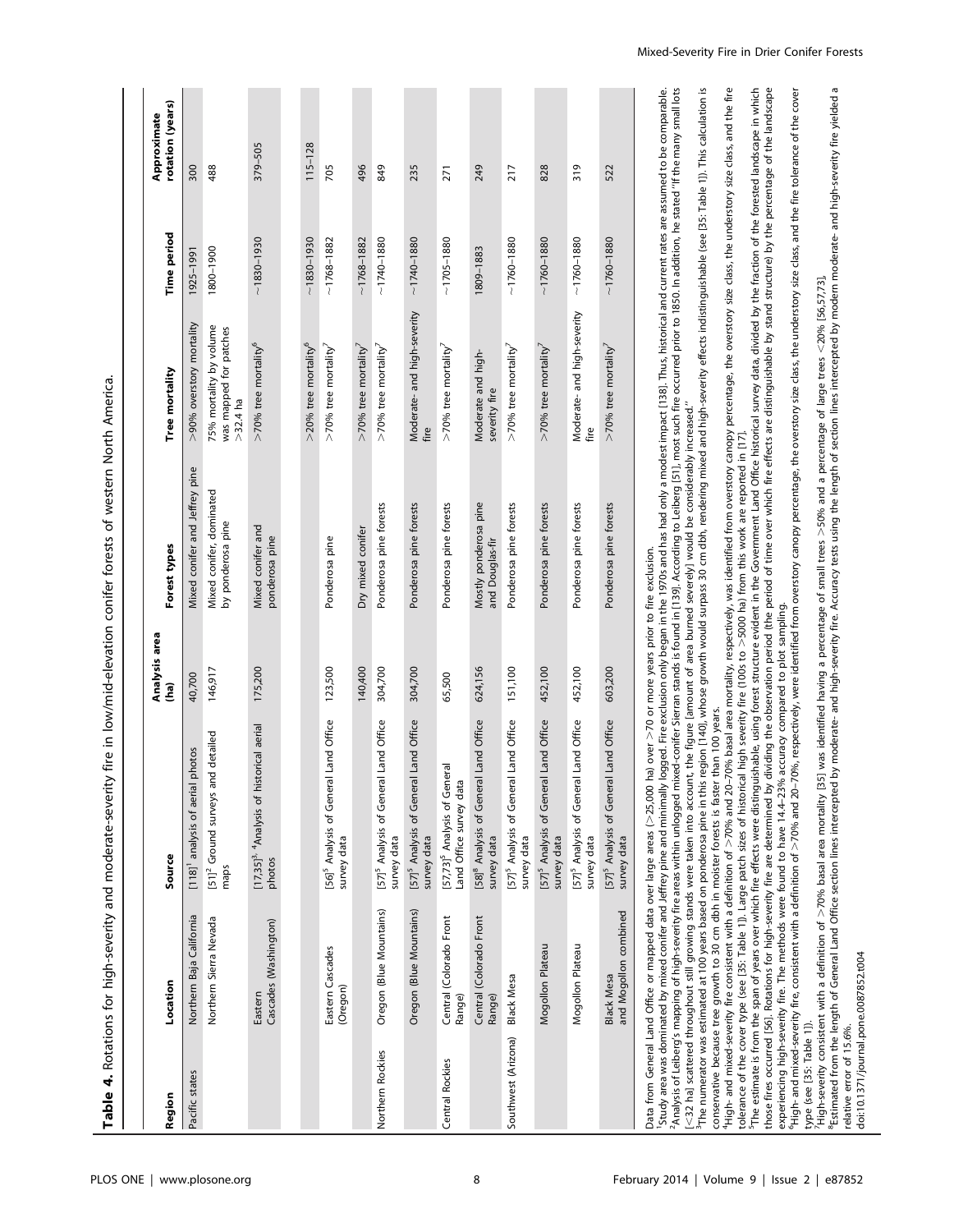**Table 4.** Rotations for high-severity and moderate-severity fire in low/mid-elevation conifer forests of western North America.

| Region | Location | Source | Analysis area (ha) | Forest types | Tree mortality | Time period | Approximate rotation (years) |
|---|---|---|---|---|---|---|---|
| Pacific states | Northern Baja California | [118][1] analysis of aerial photos | 40,700 | Mixed conifer and Jeffrey pine | >90% overstory mortality | 1925–1991 | 300 |
| | Northern Sierra Nevada | [51][2] Ground surveys and detailed maps | 146,917 | Mixed conifer, dominated by ponderosa pine | 75% mortality by volume was mapped for patches >32.4 ha | 1800–1900 | 488 |
| | Eastern Cascades (Washington) | [17,35][3, 4]Analysis of historical aerial photos | 175,200 | Mixed conifer and ponderosa pine | >70% tree mortality[6] | ~1830–1930 | 379–505 |
| | | | | | >20% tree mortality[6] | ~1830–1930 | 115–128 |
| | Eastern Cascades (Oregon) | [56][5] Analysis of General Land Office survey data | 123,500 | Ponderosa pine | >70% tree mortality[7] | ~1768–1882 | 705 |
| | | | 140,400 | Dry mixed conifer | >70% tree mortality[7] | ~1768–1882 | 496 |
| Northern Rockies | Oregon (Blue Mountains) | [57][5] Analysis of General Land Office survey data | 304,700 | Ponderosa pine forests | >70% tree mortality[7] | ~1740–1880 | 849 |
| | Oregon (Blue Mountains) | [57][5] Analysis of General Land Office survey data | 304,700 | Ponderosa pine forests | Moderate- and high-severity fire | ~1740–1880 | 235 |
| Central Rockies | Central (Colorado Front Range) | [57,73][5] Analysis of General Land Office survey data | 65,500 | Ponderosa pine forests | >70% tree mortality[7] | ~1705–1880 | 271 |
| | Central (Colorado Front Range) | [58][8] Analysis of General Land Office survey data | 624,156 | Mostly ponderosa pine and Douglas-fir | Moderate and high-severity fire | 1809–1883 | 249 |
| Southwest (Arizona) | Black Mesa | [57][5] Analysis of General Land Office survey data | 151,100 | Ponderosa pine forests | >70% tree mortality[7] | ~1760–1880 | 217 |
| | Mogollon Plateau | [57][5] Analysis of General Land Office survey data | 452,100 | Ponderosa pine forests | >70% tree mortality[7] | ~1760–1880 | 828 |
| | Mogollon Plateau | [57][5] Analysis of General Land Office survey data | 452,100 | Ponderosa pine forests | Moderate- and high-severity fire | ~1760–1880 | 319 |
| | Black Mesa and Mogollon combined | [57][5] Analysis of General Land Office survey data | 603,200 | Ponderosa pine forests | >70% tree mortality[7] | ~1760–1880 | 522 |

Data from General Land Office or mapped data over large areas (>25,000 ha) over >70 or more years prior to fire exclusion.

[1]Study area was dominated by mixed conifer and Jeffrey pine and minimally logged. Fire exclusion only began in the 1970s and has had only a modest impact [138]. Thus, historical and current rates are assumed to be comparable.

[2]Analysis of Leiberg's mapping of high-severity fire areas within unlogged mixed-conifer Sierran stands is found in [139]. According to Leiberg [51], most such fire occurred prior to 1850. In addition, he stated "If the many small lots [<32 ha] scattered throughout still growing stands were taken into account, the figure [amount of area burned severely] would be considerably increased."

[3]The numerator was estimated at 100 years based on ponderosa pine in this region [140], whose growth would surpass 30 cm dbh, rendering mixed and high-severity effects indistinguishable (see [35: Table 1]). This calculation is conservative because tree growth to 30 cm dbh in moister forests is faster than 100 years.

[4]High- and mixed-severity fire consistent with a definition of >70% and 20–70% basal area mortality, respectively, was identified from overstory canopy percentage, the overstory size class, the understory size class, and the fire tolerance of the cover type (see [35: Table 1]). Large patch sizes of historical high severity fire (100s to >5000 ha) from this work are reported in [17].

[5]The estimate is from the span of years over which fire effects were distinguishable, using forest structure evident in the Government Land Office historical survey data, divided by the fraction of the forested landscape in which those fires occurred [56]. Rotations for high-severity fire are determined by dividing the observation period (the period of time over which fire effects are distinguishable by stand structure) by the percentage of the landscape experiencing high-severity fire. The methods were found to have 14.4–23% accuracy compared to plot sampling.

[6]High- and mixed-severity fire, consistent with a definition of >70% and 20–70%, respectively, were identified from overstory canopy percentage, the overstory size class, the understory size class, and the fire tolerance of the cover type (see [35: Table 1]).

[7]High-severity consistent with a definition of >70% basal area mortality [35] was identified having a percentage of small trees >50% and a percentage of large trees <20% [56,57,73].

[8]Estimated from the length of General Land Office section lines intercepted by moderate- and high-severity fire. Accuracy tests using the length of section lines intercepted by modern moderate- and high-severity fire yielded a relative error of 15.6%.

doi:10.1371/journal.pone.0087852.t004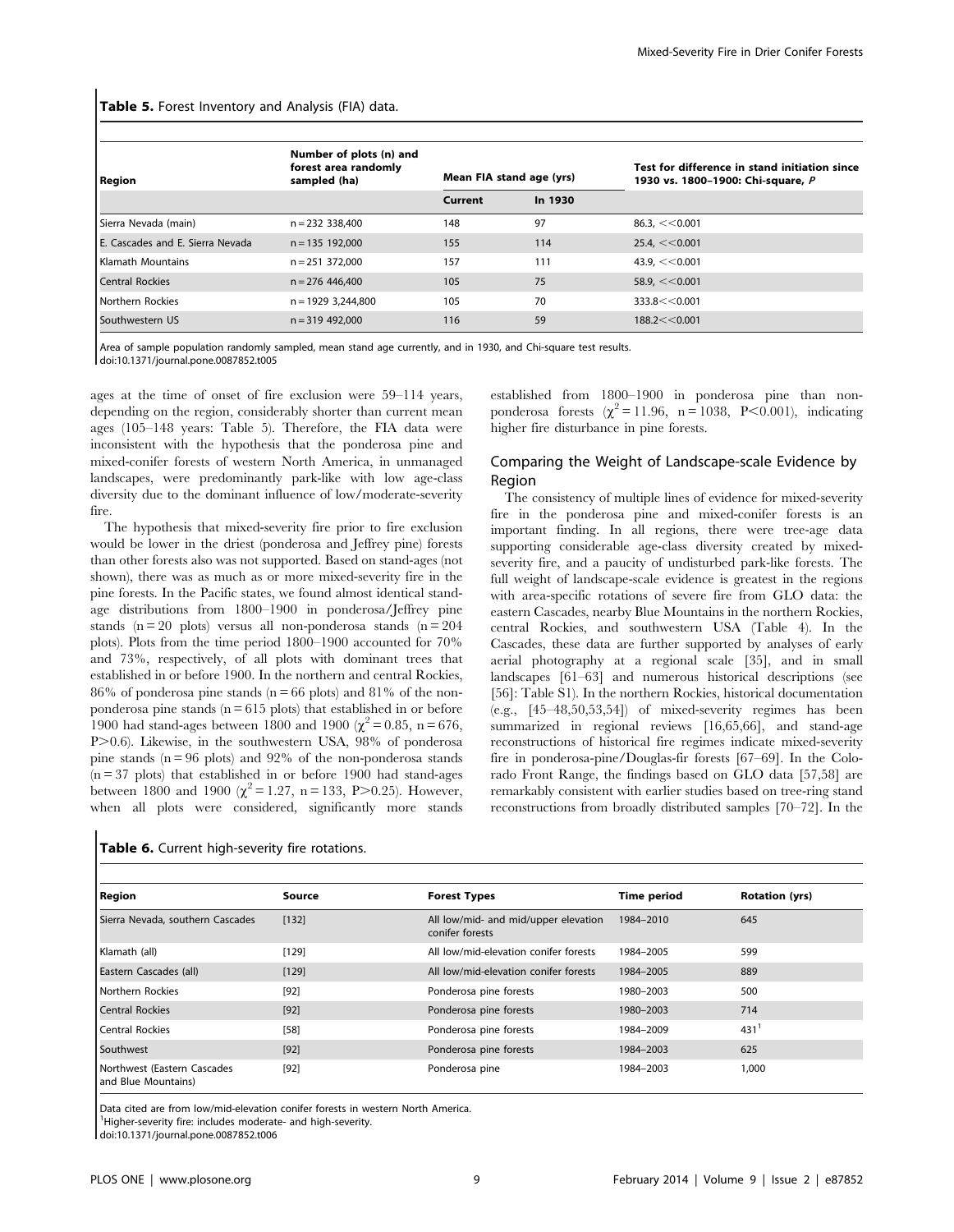**Table 5.** Forest Inventory and Analysis (FIA) data.

| Region | Number of plots (n) and forest area randomly sampled (ha) | Mean FIA stand age (yrs) | | Test for difference in stand initiation since 1930 vs. 1800–1900: Chi-square, *P* |
|---|---|---|---|---|
| | | Current | In 1930 | |
| Sierra Nevada (main) | n = 232 338,400 | 148 | 97 | 86.3, $<<0.001$ |
| E. Cascades and E. Sierra Nevada | n = 135 192,000 | 155 | 114 | 25.4, $<<0.001$ |
| Klamath Mountains | n = 251 372,000 | 157 | 111 | 43.9, $<<0.001$ |
| Central Rockies | n = 276 446,400 | 105 | 75 | 58.9, $<<0.001$ |
| Northern Rockies | n = 1929 3,244,800 | 105 | 70 | 333.8 $<<0.001$ |
| Southwestern US | n = 319 492,000 | 116 | 59 | 188.2 $<<0.001$ |

Area of sample population randomly sampled, mean stand age currently, and in 1930, and Chi-square test results.
doi:10.1371/journal.pone.0087852.t005

ages at the time of onset of fire exclusion were 59–114 years, depending on the region, considerably shorter than current mean ages (105–148 years: Table 5). Therefore, the FIA data were inconsistent with the hypothesis that the ponderosa pine and mixed-conifer forests of western North America, in unmanaged landscapes, were predominantly park-like with low age-class diversity due to the dominant influence of low/moderate-severity fire.

The hypothesis that mixed-severity fire prior to fire exclusion would be lower in the driest (ponderosa and Jeffrey pine) forests than other forests also was not supported. Based on stand-ages (not shown), there was as much as or more mixed-severity fire in the pine forests. In the Pacific states, we found almost identical stand-age distributions from 1800–1900 in ponderosa/Jeffrey pine stands (n = 20 plots) versus all non-ponderosa stands (n = 204 plots). Plots from the time period 1800–1900 accounted for 70% and 73%, respectively, of all plots with dominant trees that established in or before 1900. In the northern and central Rockies, 86% of ponderosa pine stands (n = 66 plots) and 81% of the non-ponderosa pine stands (n = 615 plots) that established in or before 1900 had stand-ages between 1800 and 1900 ($\chi^2 = 0.85$, n = 676, $P>0.6$). Likewise, in the southwestern USA, 98% of ponderosa pine stands (n = 96 plots) and 92% of the non-ponderosa stands (n = 37 plots) that established in or before 1900 had stand-ages between 1800 and 1900 ($\chi^2 = 1.27$, n = 133, $P>0.25$). However, when all plots were considered, significantly more stands established from 1800–1900 in ponderosa pine than non-ponderosa forests ($\chi^2 = 11.96$, n = 1038, $P<0.001$), indicating higher fire disturbance in pine forests.

## Comparing the Weight of Landscape-scale Evidence by Region

The consistency of multiple lines of evidence for mixed-severity fire in the ponderosa pine and mixed-conifer forests is an important finding. In all regions, there were tree-age data supporting considerable age-class diversity created by mixed-severity fire, and a paucity of undisturbed park-like forests. The full weight of landscape-scale evidence is greatest in the regions with area-specific rotations of severe fire from GLO data: the eastern Cascades, nearby Blue Mountains in the northern Rockies, central Rockies, and southwestern USA (Table 4). In the Cascades, these data are further supported by analyses of early aerial photography at a regional scale [35], and in small landscapes [61–63] and numerous historical descriptions (see [56]: Table S1). In the northern Rockies, historical documentation (e.g., [45–48,50,53,54]) of mixed-severity regimes has been summarized in regional reviews [16,65,66], and stand-age reconstructions of historical fire regimes indicate mixed-severity fire in ponderosa-pine/Douglas-fir forests [67–69]. In the Colorado Front Range, the findings based on GLO data [57,58] are remarkably consistent with earlier studies based on tree-ring stand reconstructions from broadly distributed samples [70–72]. In the

**Table 6.** Current high-severity fire rotations.

| Region | Source | Forest Types | Time period | Rotation (yrs) |
|---|---|---|---|---|
| Sierra Nevada, southern Cascades | [132] | All low/mid- and mid/upper elevation conifer forests | 1984–2010 | 645 |
| Klamath (all) | [129] | All low/mid-elevation conifer forests | 1984–2005 | 599 |
| Eastern Cascades (all) | [129] | All low/mid-elevation conifer forests | 1984–2005 | 889 |
| Northern Rockies | [92] | Ponderosa pine forests | 1980–2003 | 500 |
| Central Rockies | [92] | Ponderosa pine forests | 1980–2003 | 714 |
| Central Rockies | [58] | Ponderosa pine forests | 1984–2009 | 431 [1] |
| Southwest | [92] | Ponderosa pine forests | 1984–2003 | 625 |
| Northwest (Eastern Cascades and Blue Mountains) | [92] | Ponderosa pine | 1984–2003 | 1,000 |

Data cited are from low/mid-elevation conifer forests in western North America.
[1]Higher-severity fire: includes moderate- and high-severity.
doi:10.1371/journal.pone.0087852.t006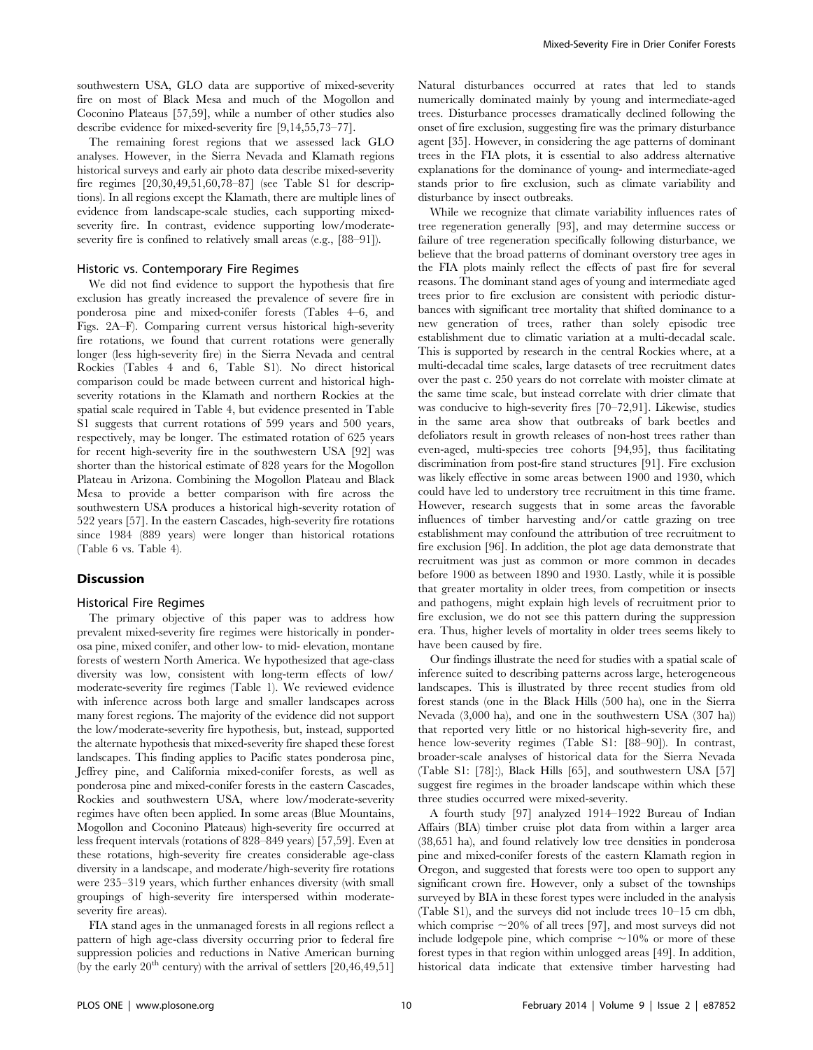southwestern USA, GLO data are supportive of mixed-severity fire on most of Black Mesa and much of the Mogollon and Coconino Plateaus [57,59], while a number of other studies also describe evidence for mixed-severity fire [9,14,55,73–77].

The remaining forest regions that we assessed lack GLO analyses. However, in the Sierra Nevada and Klamath regions historical surveys and early air photo data describe mixed-severity fire regimes [20,30,49,51,60,78–87] (see Table S1 for descriptions). In all regions except the Klamath, there are multiple lines of evidence from landscape-scale studies, each supporting mixed-severity fire. In contrast, evidence supporting low/moderate-severity fire is confined to relatively small areas (e.g., [88–91]).

### Historic vs. Contemporary Fire Regimes

We did not find evidence to support the hypothesis that fire exclusion has greatly increased the prevalence of severe fire in ponderosa pine and mixed-conifer forests (Tables 4–6, and Figs. 2A–F). Comparing current versus historical high-severity fire rotations, we found that current rotations were generally longer (less high-severity fire) in the Sierra Nevada and central Rockies (Tables 4 and 6, Table S1). No direct historical comparison could be made between current and historical high-severity rotations in the Klamath and northern Rockies at the spatial scale required in Table 4, but evidence presented in Table S1 suggests that current rotations of 599 years and 500 years, respectively, may be longer. The estimated rotation of 625 years for recent high-severity fire in the southwestern USA [92] was shorter than the historical estimate of 828 years for the Mogollon Plateau in Arizona. Combining the Mogollon Plateau and Black Mesa to provide a better comparison with fire across the southwestern USA produces a historical high-severity rotation of 522 years [57]. In the eastern Cascades, high-severity fire rotations since 1984 (889 years) were longer than historical rotations (Table 6 vs. Table 4).

## Discussion

### Historical Fire Regimes

The primary objective of this paper was to address how prevalent mixed-severity fire regimes were historically in ponderosa pine, mixed conifer, and other low- to mid- elevation, montane forests of western North America. We hypothesized that age-class diversity was low, consistent with long-term effects of low/moderate-severity fire regimes (Table 1). We reviewed evidence with inference across both large and smaller landscapes across many forest regions. The majority of the evidence did not support the low/moderate-severity fire hypothesis, but, instead, supported the alternate hypothesis that mixed-severity fire shaped these forest landscapes. This finding applies to Pacific states ponderosa pine, Jeffrey pine, and California mixed-conifer forests, as well as ponderosa pine and mixed-conifer forests in the eastern Cascades, Rockies and southwestern USA, where low/moderate-severity regimes have often been applied. In some areas (Blue Mountains, Mogollon and Coconino Plateaus) high-severity fire occurred at less frequent intervals (rotations of 828–849 years) [57,59]. Even at these rotations, high-severity fire creates considerable age-class diversity in a landscape, and moderate/high-severity fire rotations were 235–319 years, which further enhances diversity (with small groupings of high-severity fire interspersed within moderate-severity fire areas).

FIA stand ages in the unmanaged forests in all regions reflect a pattern of high age-class diversity occurring prior to federal fire suppression policies and reductions in Native American burning (by the early 20th century) with the arrival of settlers [20,46,49,51] Natural disturbances occurred at rates that led to stands numerically dominated mainly by young and intermediate-aged trees. Disturbance processes dramatically declined following the onset of fire exclusion, suggesting fire was the primary disturbance agent [35]. However, in considering the age patterns of dominant trees in the FIA plots, it is essential to also address alternative explanations for the dominance of young- and intermediate-aged stands prior to fire exclusion, such as climate variability and disturbance by insect outbreaks.

While we recognize that climate variability influences rates of tree regeneration generally [93], and may determine success or failure of tree regeneration specifically following disturbance, we believe that the broad patterns of dominant overstory tree ages in the FIA plots mainly reflect the effects of past fire for several reasons. The dominant stand ages of young and intermediate aged trees prior to fire exclusion are consistent with periodic disturbances with significant tree mortality that shifted dominance to a new generation of trees, rather than solely episodic tree establishment due to climatic variation at a multi-decadal scale. This is supported by research in the central Rockies where, at a multi-decadal time scales, large datasets of tree recruitment dates over the past c. 250 years do not correlate with moister climate at the same time scale, but instead correlate with drier climate that was conducive to high-severity fires [70–72,91]. Likewise, studies in the same area show that outbreaks of bark beetles and defoliators result in growth releases of non-host trees rather than even-aged, multi-species tree cohorts [94,95], thus facilitating discrimination from post-fire stand structures [91]. Fire exclusion was likely effective in some areas between 1900 and 1930, which could have led to understory tree recruitment in this time frame. However, research suggests that in some areas the favorable influences of timber harvesting and/or cattle grazing on tree establishment may confound the attribution of tree recruitment to fire exclusion [96]. In addition, the plot age data demonstrate that recruitment was just as common or more common in decades before 1900 as between 1890 and 1930. Lastly, while it is possible that greater mortality in older trees, from competition or insects and pathogens, might explain high levels of recruitment prior to fire exclusion, we do not see this pattern during the suppression era. Thus, higher levels of mortality in older trees seems likely to have been caused by fire.

Our findings illustrate the need for studies with a spatial scale of inference suited to describing patterns across large, heterogeneous landscapes. This is illustrated by three recent studies from old forest stands (one in the Black Hills (500 ha), one in the Sierra Nevada (3,000 ha), and one in the southwestern USA (307 ha)) that reported very little or no historical high-severity fire, and hence low-severity regimes (Table S1: [88–90]). In contrast, broader-scale analyses of historical data for the Sierra Nevada (Table S1: [78]:), Black Hills [65], and southwestern USA [57] suggest fire regimes in the broader landscape within which these three studies occurred were mixed-severity.

A fourth study [97] analyzed 1914–1922 Bureau of Indian Affairs (BIA) timber cruise plot data from within a larger area (38,651 ha), and found relatively low tree densities in ponderosa pine and mixed-conifer forests of the eastern Klamath region in Oregon, and suggested that forests were too open to support any significant crown fire. However, only a subset of the townships surveyed by BIA in these forest types were included in the analysis (Table S1), and the surveys did not include trees 10–15 cm dbh, which comprise ~20% of all trees [97], and most surveys did not include lodgepole pine, which comprise ~10% or more of these forest types in that region within unlogged areas [49]. In addition, historical data indicate that extensive timber harvesting had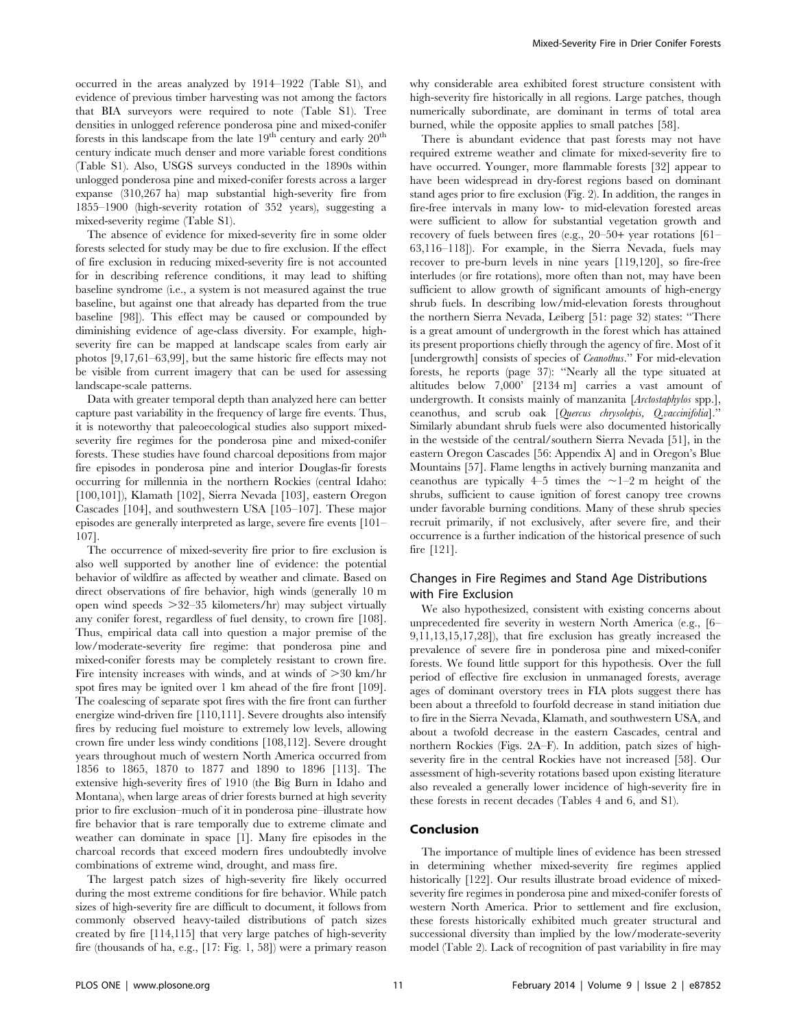occurred in the areas analyzed by 1914–1922 (Table S1), and evidence of previous timber harvesting was not among the factors that BIA surveyors were required to note (Table S1). Tree densities in unlogged reference ponderosa pine and mixed-conifer forests in this landscape from the late 19th century and early 20th century indicate much denser and more variable forest conditions (Table S1). Also, USGS surveys conducted in the 1890s within unlogged ponderosa pine and mixed-conifer forests across a larger expanse (310,267 ha) map substantial high-severity fire from 1855–1900 (high-severity rotation of 352 years), suggesting a mixed-severity regime (Table S1).

The absence of evidence for mixed-severity fire in some older forests selected for study may be due to fire exclusion. If the effect of fire exclusion in reducing mixed-severity fire is not accounted for in describing reference conditions, it may lead to shifting baseline syndrome (i.e., a system is not measured against the true baseline, but against one that already has departed from the true baseline [98]). This effect may be caused or compounded by diminishing evidence of age-class diversity. For example, high-severity fire can be mapped at landscape scales from early air photos [9,17,61–63,99], but the same historic fire effects may not be visible from current imagery that can be used for assessing landscape-scale patterns.

Data with greater temporal depth than analyzed here can better capture past variability in the frequency of large fire events. Thus, it is noteworthy that paleoecological studies also support mixed-severity fire regimes for the ponderosa pine and mixed-conifer forests. These studies have found charcoal depositions from major fire episodes in ponderosa pine and interior Douglas-fir forests occurring for millennia in the northern Rockies (central Idaho: [100,101]), Klamath [102], Sierra Nevada [103], eastern Oregon Cascades [104], and southwestern USA [105–107]. These major episodes are generally interpreted as large, severe fire events [101–107].

The occurrence of mixed-severity fire prior to fire exclusion is also well supported by another line of evidence: the potential behavior of wildfire as affected by weather and climate. Based on direct observations of fire behavior, high winds (generally 10 m open wind speeds >32–35 kilometers/hr) may subject virtually any conifer forest, regardless of fuel density, to crown fire [108]. Thus, empirical data call into question a major premise of the low/moderate-severity fire regime: that ponderosa pine and mixed-conifer forests may be completely resistant to crown fire. Fire intensity increases with winds, and at winds of >30 km/hr spot fires may be ignited over 1 km ahead of the fire front [109]. The coalescing of separate spot fires with the fire front can further energize wind-driven fire [110,111]. Severe droughts also intensify fires by reducing fuel moisture to extremely low levels, allowing crown fire under less windy conditions [108,112]. Severe drought years throughout much of western North America occurred from 1856 to 1865, 1870 to 1877 and 1890 to 1896 [113]. The extensive high-severity fires of 1910 (the Big Burn in Idaho and Montana), when large areas of drier forests burned at high severity prior to fire exclusion–much of it in ponderosa pine–illustrate how fire behavior that is rare temporally due to extreme climate and weather can dominate in space [1]. Many fire episodes in the charcoal records that exceed modern fires undoubtedly involve combinations of extreme wind, drought, and mass fire.

The largest patch sizes of high-severity fire likely occurred during the most extreme conditions for fire behavior. While patch sizes of high-severity fire are difficult to document, it follows from commonly observed heavy-tailed distributions of patch sizes created by fire [114,115] that very large patches of high-severity fire (thousands of ha, e.g., [17: Fig. 1, 58]) were a primary reason why considerable area exhibited forest structure consistent with high-severity fire historically in all regions. Large patches, though numerically subordinate, are dominant in terms of total area burned, while the opposite applies to small patches [58].

There is abundant evidence that past forests may not have required extreme weather and climate for mixed-severity fire to have occurred. Younger, more flammable forests [32] appear to have been widespread in dry-forest regions based on dominant stand ages prior to fire exclusion (Fig. 2). In addition, the ranges in fire-free intervals in many low- to mid-elevation forested areas were sufficient to allow for substantial vegetation growth and recovery of fuels between fires (e.g., 20–50+ year rotations [61–63,116–118]). For example, in the Sierra Nevada, fuels may recover to pre-burn levels in nine years [119,120], so fire-free interludes (or fire rotations), more often than not, may have been sufficient to allow growth of significant amounts of high-energy shrub fuels. In describing low/mid-elevation forests throughout the northern Sierra Nevada, Leiberg [51: page 32] states: "There is a great amount of undergrowth in the forest which has attained its present proportions chiefly through the agency of fire. Most of it [undergrowth] consists of species of *Ceanothus*." For mid-elevation forests, he reports (page 37): "Nearly all the type situated at altitudes below 7,000' [2134 m] carries a vast amount of undergrowth. It consists mainly of manzanita [*Arctostaphylos* spp.], ceanothus, and scrub oak [*Quercus chrysolepis*, *Q.vaccinifolia*]." Similarly abundant shrub fuels were also documented historically in the westside of the central/southern Sierra Nevada [51], in the eastern Oregon Cascades [56: Appendix A] and in Oregon's Blue Mountains [57]. Flame lengths in actively burning manzanita and ceanothus are typically 4–5 times the ~1–2 m height of the shrubs, sufficient to cause ignition of forest canopy tree crowns under favorable burning conditions. Many of these shrub species recruit primarily, if not exclusively, after severe fire, and their occurrence is a further indication of the historical presence of such fire [121].

## Changes in Fire Regimes and Stand Age Distributions with Fire Exclusion

We also hypothesized, consistent with existing concerns about unprecedented fire severity in western North America (e.g., [6–9,11,13,15,17,28]), that fire exclusion has greatly increased the prevalence of severe fire in ponderosa pine and mixed-conifer forests. We found little support for this hypothesis. Over the full period of effective fire exclusion in unmanaged forests, average ages of dominant overstory trees in FIA plots suggest there has been about a threefold to fourfold decrease in stand initiation due to fire in the Sierra Nevada, Klamath, and southwestern USA, and about a twofold decrease in the eastern Cascades, central and northern Rockies (Figs. 2A–F). In addition, patch sizes of high-severity fire in the central Rockies have not increased [58]. Our assessment of high-severity rotations based upon existing literature also revealed a generally lower incidence of high-severity fire in these forests in recent decades (Tables 4 and 6, and S1).

## Conclusion

The importance of multiple lines of evidence has been stressed in determining whether mixed-severity fire regimes applied historically [122]. Our results illustrate broad evidence of mixed-severity fire regimes in ponderosa pine and mixed-conifer forests of western North America. Prior to settlement and fire exclusion, these forests historically exhibited much greater structural and successional diversity than implied by the low/moderate-severity model (Table 2). Lack of recognition of past variability in fire may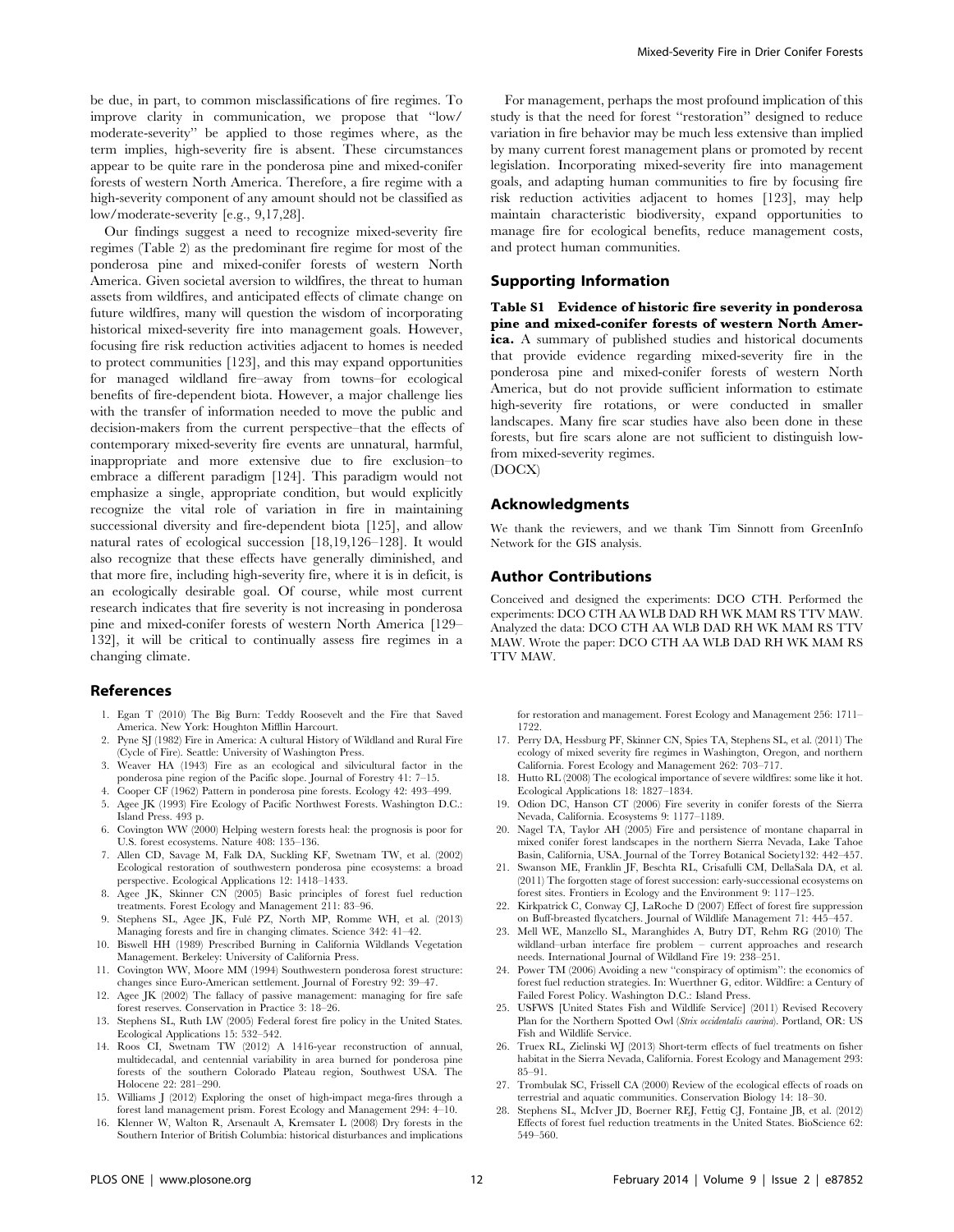be due, in part, to common misclassifications of fire regimes. To improve clarity in communication, we propose that "low/moderate-severity" be applied to those regimes where, as the term implies, high-severity fire is absent. These circumstances appear to be quite rare in the ponderosa pine and mixed-conifer forests of western North America. Therefore, a fire regime with a high-severity component of any amount should not be classified as low/moderate-severity [e.g., 9,17,28].

Our findings suggest a need to recognize mixed-severity fire regimes (Table 2) as the predominant fire regime for most of the ponderosa pine and mixed-conifer forests of western North America. Given societal aversion to wildfires, the threat to human assets from wildfires, and anticipated effects of climate change on future wildfires, many will question the wisdom of incorporating historical mixed-severity fire into management goals. However, focusing fire risk reduction activities adjacent to homes is needed to protect communities [123], and this may expand opportunities for managed wildland fire–away from towns–for ecological benefits of fire-dependent biota. However, a major challenge lies with the transfer of information needed to move the public and decision-makers from the current perspective–that the effects of contemporary mixed-severity fire events are unnatural, harmful, inappropriate and more extensive due to fire exclusion–to embrace a different paradigm [124]. This paradigm would not emphasize a single, appropriate condition, but would explicitly recognize the vital role of variation in fire in maintaining successional diversity and fire-dependent biota [125], and allow natural rates of ecological succession [18,19,126–128]. It would also recognize that these effects have generally diminished, and that more fire, including high-severity fire, where it is in deficit, is an ecologically desirable goal. Of course, while most current research indicates that fire severity is not increasing in ponderosa pine and mixed-conifer forests of western North America [129–132], it will be critical to continually assess fire regimes in a changing climate.

For management, perhaps the most profound implication of this study is that the need for forest "restoration" designed to reduce variation in fire behavior may be much less extensive than implied by many current forest management plans or promoted by recent legislation. Incorporating mixed-severity fire into management goals, and adapting human communities to fire by focusing fire risk reduction activities adjacent to homes [123], may help maintain characteristic biodiversity, expand opportunities to manage fire for ecological benefits, reduce management costs, and protect human communities.

## Supporting Information

**Table S1 Evidence of historic fire severity in ponderosa pine and mixed-conifer forests of western North America.** A summary of published studies and historical documents that provide evidence regarding mixed-severity fire in the ponderosa pine and mixed-conifer forests of western North America, but do not provide sufficient information to estimate high-severity fire rotations, or were conducted in smaller landscapes. Many fire scar studies have also been done in these forests, but fire scars alone are not sufficient to distinguish low-from mixed-severity regimes.
(DOCX)

## Acknowledgments

We thank the reviewers, and we thank Tim Sinnott from GreenInfo Network for the GIS analysis.

## Author Contributions

Conceived and designed the experiments: DCO CTH. Performed the experiments: DCO CTH AA WLB DAD RH WK MAM RS TTV MAW. Analyzed the data: DCO CTH AA WLB DAD RH WK MAM RS TTV MAW. Wrote the paper: DCO CTH AA WLB DAD RH WK MAM RS TTV MAW.

## References

1. Egan T (2010) The Big Burn: Teddy Roosevelt and the Fire that Saved America. New York: Houghton Mifflin Harcourt.
2. Pyne SJ (1982) Fire in America: A cultural History of Wildland and Rural Fire (Cycle of Fire). Seattle: University of Washington Press.
3. Weaver HA (1943) Fire as an ecological and silvicultural factor in the ponderosa pine region of the Pacific slope. Journal of Forestry 41: 7–15.
4. Cooper CF (1962) Pattern in ponderosa pine forests. Ecology 42: 493–499.
5. Agee JK (1993) Fire Ecology of Pacific Northwest Forests. Washington D.C.: Island Press. 493 p.
6. Covington WW (2000) Helping western forests heal: the prognosis is poor for U.S. forest ecosystems. Nature 408: 135–136.
7. Allen CD, Savage M, Falk DA, Suckling KF, Swetnam TW, et al. (2002) Ecological restoration of southwestern ponderosa pine ecosystems: a broad perspective. Ecological Applications 12: 1418–1433.
8. Agee JK, Skinner CN (2005) Basic principles of forest fuel reduction treatments. Forest Ecology and Management 211: 83–96.
9. Stephens SL, Agee JK, Fulé PZ, North MP, Romme WH, et al. (2013) Managing forests and fire in changing climates. Science 342: 41–42.
10. Biswell HH (1989) Prescribed Burning in California Wildlands Vegetation Management. Berkeley: University of California Press.
11. Covington WW, Moore MM (1994) Southwestern ponderosa forest structure: changes since Euro-American settlement. Journal of Forestry 92: 39–47.
12. Agee JK (2002) The fallacy of passive management: managing for fire safe forest reserves. Conservation in Practice 3: 18–26.
13. Stephens SL, Ruth LW (2005) Federal forest fire policy in the United States. Ecological Applications 15: 532–542.
14. Roos CI, Swetnam TW (2012) A 1416-year reconstruction of annual, multidecadal, and centennial variability in area burned for ponderosa pine forests of the southern Colorado Plateau region, Southwest USA. The Holocene 22: 281–290.
15. Williams J (2012) Exploring the onset of high-impact mega-fires through a forest land management prism. Forest Ecology and Management 294: 4–10.
16. Klenner W, Walton R, Arsenault A, Kremsater L (2008) Dry forests in the Southern Interior of British Columbia: historical disturbances and implications for restoration and management. Forest Ecology and Management 256: 1711–1722.
17. Perry DA, Hessburg PF, Skinner CN, Spies TA, Stephens SL, et al. (2011) The ecology of mixed severity fire regimes in Washington, Oregon, and northern California. Forest Ecology and Management 262: 703–717.
18. Hutto RL (2008) The ecological importance of severe wildfires: some like it hot. Ecological Applications 18: 1827–1834.
19. Odion DC, Hanson CT (2006) Fire severity in conifer forests of the Sierra Nevada, California. Ecosystems 9: 1177–1189.
20. Nagel TA, Taylor AH (2005) Fire and persistence of montane chaparral in mixed conifer forest landscapes in the northern Sierra Nevada, Lake Tahoe Basin, California, USA. Journal of the Torrey Botanical Society132: 442–457.
21. Swanson ME, Franklin JF, Beschta RL, Crisafulli CM, DellaSala DA, et al. (2011) The forgotten stage of forest succession: early-successional ecosystems on forest sites. Frontiers in Ecology and the Environment 9: 117–125.
22. Kirkpatrick C, Conway CJ, LaRoche D (2007) Effect of forest fire suppression on Buff-breasted flycatchers. Journal of Wildlife Management 71: 445–457.
23. Mell WE, Manzello SL, Maranghides A, Butry DT, Rehm RG (2010) The wildland–urban interface fire problem – current approaches and research needs. International Journal of Wildland Fire 19: 238–251.
24. Power TM (2006) Avoiding a new "conspiracy of optimism": the economics of forest fuel reduction strategies. In: Wuerthner G, editor. Wildfire: a Century of Failed Forest Policy. Washington D.C.: Island Press.
25. USFWS [United States Fish and Wildlife Service] (2011) Revised Recovery Plan for the Northern Spotted Owl (*Strix occidentalis caurina*). Portland, OR: US Fish and Wildlife Service.
26. Truex RL, Zielinski WJ (2013) Short-term effects of fuel treatments on fisher habitat in the Sierra Nevada, California. Forest Ecology and Management 293: 85–91.
27. Trombulak SC, Frissell CA (2000) Review of the ecological effects of roads on terrestrial and aquatic communities. Conservation Biology 14: 18–30.
28. Stephens SL, McIver JD, Boerner REJ, Fettig CJ, Fontaine JB, et al. (2012) Effects of forest fuel reduction treatments in the United States. BioScience 62: 549–560.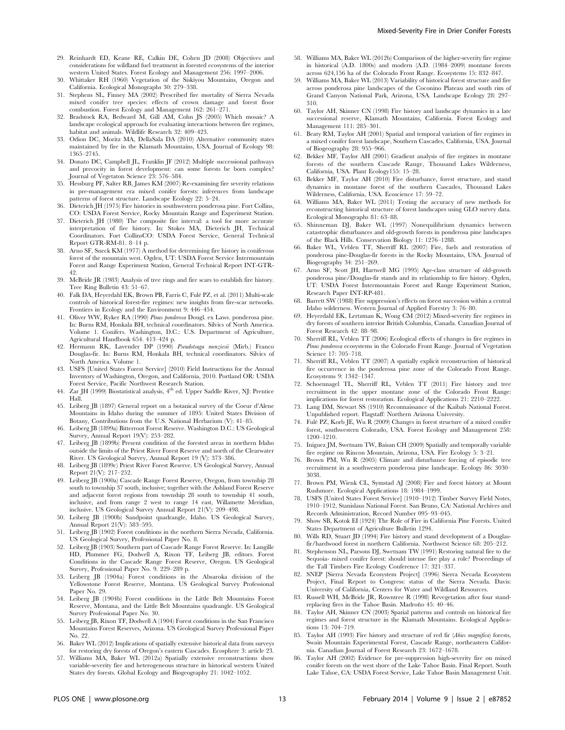29. Reinhardt ED, Keane RE, Calkin DE, Cohen JD (2008) Objectives and considerations for wildland fuel treatment in forested ecosystems of the interior western United States. Forest Ecology and Management 256: 1997–2006.
30. Whittaker RH (1960) Vegetation of the Siskiyou Mountains, Oregon and California. Ecological Monographs 30: 279–338.
31. Stephens SL, Finney MA (2002) Prescribed fire mortality of Sierra Nevada mixed conifer tree species: effects of crown damage and forest floor combustion. Forest Ecology and Management 162: 261–271.
32. Bradstock RA, Bedward M, Gill AM, Cohn JS (2005) Which mosaic? A landscape ecological approach for evaluating interactions between fire regimes, habitat and animals. Wildlife Research 32: 409–423.
33. Odion DC, Moritz MA, DellaSala DA (2010) Alternative community states maintained by fire in the Klamath Mountains, USA. Journal of Ecology 98: 1365–2745.
34. Donato DC, Campbell JL, Franklin JF (2012) Multiple successional pathways and precocity in forest development: can some forests be born complex? Journal of Vegetaton Science 23: 576–584.
35. Hessburg PF, Salter RB, James KM (2007) Re-examining fire severity relations in pre-management era mixed conifer forests: inferences from landscape patterns of forest structure. Landscape Ecology 22: 5–24.
36. Dieterich JH (1975) Fire histories in southwestern ponderosa pine. Fort Collins, CO: USDA Forest Service, Rocky Mountain Range and Experiment Station.
37. Dieterich JH (1980) The composite fire interval: a tool for more accurate interpretation of fire history. In: Stokes MA, Dieterich JH, Technical Coordinators. Fort CollinsCO: USDA Forest Service, General Technical Report GTR-RM-81. 8–14 p.
38. Arno SF, Sneck KM (1977) A method for determining fire history in coniferous forest of the mountain west. Ogden, UT: USDA Forest Service Intermountain Forest and Range Experiment Station, General Technical Report INT-GTR-42.
39. McBride JR (1983) Analysis of tree rings and fire scars to establish fire history. Tree Ring Bulletin 43: 51–67.
40. Falk DA, Heyerdahl EK, Brown PB, Farris C, Fulé PZ, et al. (2011) Multi-scale controls of historical forest-fire regimes: new insights from fire-scar networks. Frontiers in Ecology and the Environment 9: 446–454.
41. Oliver WW, Ryker RA (1990) *Pinus ponderosa* Dougl. ex Laws. ponderosa pine. In: Burns RM, Honkala BH, technical coordinators. Silvics of North America. Volume 1. Conifers. Washington, D.C.: U.S. Department of Agriculture, Agricultural Handbook 654. 413–424 p.
42. Hermann RK, Lavender DP (1990) *Pseudotsuga menziesii* (Mirb.) Franco Douglas-fir. In: Burns RM, Honkala BH, technical coordinators. Silvics of North America. Volume 1.
43. USFS [United States Forest Service] (2010) Field Instructions for the Annual Inventory of Washington, Oregon, and California, 2010. Portland OR: USDA Forest Service, Pacific Northwest Research Station.
44. Zar JH (1999) Biostatistical analysis, 4th ed. Upper Saddle River, NJ: Prentice Hall.
45. Leiberg JB (1897) General report on a botanical survey of the Coeur d'Alene Mountains in Idaho during the summer of 1895: United States Division of Botany, Contributions from the U.S. National Herbarium (V): 41–85.
46. Leiberg JB (1899a) Bitterroot Forest Reserve. Washington D.C.: US Geological Survey, Annual Report 19(V): 253–282.
47. Leiberg JB (1899b) Present condition of the forested areas in northern Idaho outside the limits of the Priest River Forest Reserve and north of the Clearwater River. US Geological Survey, Annual Report 19 (V): 373–386.
48. Leiberg JB (1899c) Priest River Forest Reserve. US Geological Survey, Annual Report 21(V): 217–252.
49. Leiberg JB (1900a) Cascade Range Forest Reserve, Oregon, from township 28 south to township 37 south, inclusive; together with the Ashland Forest Reserve and adjacent forest regions from township 28 south to township 41 south, inclusive, and from range 2 west to range 14 east, Willamette Meridian, inclusive. US Geological Survey Annual Report 21(V): 209–498.
50. Leiberg JB (1900b) Sandpoint quadrangle, Idaho. US Geological Survey, Annual Report 21(V): 583–595.
51. Leiberg JB (1902) Forest conditions in the northern Sierra Nevada, California. US Geological Survey, Professional Paper No. 8.
52. Leiberg JB (1903) Southern part of Cascade Range Forest Reserve. In: Langille HD, Plummer FG, Dodwell A, Rixon TF, Leiberg JB, editors. Forest Conditions in the Cascade Range Forest Reserve, Oregon. US Geological Survey, Professional Paper No. 9. 229–289 p.
53. Leiberg JB (1904a) Forest conditions in the Absaroka division of the Yellowstone Forest Reserve, Montana. US Geological Survey Professional Paper No. 29.
54. Leiberg JB (1904b) Forest conditions in the Little Belt Mountains Forest Reserve, Montana, and the Little Belt Mountains quadrangle. US Geological Survey Professional Paper No. 30.
55. Leiberg JB, Rixon TF, Dodwell A (1904) Forest conditions in the San Francisco Mountains Forest Reserves, Arizona. US Geological Survey Professional Paper No. 22.
56. Baker WL (2012) Implications of spatially extensive historical data from surveys for restoring dry forests of Oregon's eastern Cascades. Ecosphere 3: article 23.
57. Williams MA, Baker WL (2012a) Spatially extensive reconstructions show variable-severity fire and heterogeneous structure in historical western United States dry forests. Global Ecology and Biogeography 21: 1042–1052.
58. Williams MA, Baker WL (2012b) Comparison of the higher-severity fire regime in historical (A.D. 1800s) and modern (A.D. (1984–2009) montane forests across 624,156 ha of the Colorado Front Range. Ecosystems 15: 832–847.
59. Williams MA, Baker WL (2013) Variability of historical forest structure and fire across ponderosa pine landscapes of the Coconino Plateau and south rim of Grand Canyon National Park, Arizona, USA. Landscape Ecology 28: 297–310.
60. Taylor AH, Skinner CN (1998) Fire history and landscape dynamics in a late successional reserve, Klamath Mountains, California. Forest Ecology and Management 111: 285–301.
61. Beaty RM, Taylor AH (2001) Spatial and temporal variation of fire regimes in a mixed conifer forest landscape, Southern Cascades, California, USA. Journal of Biogeography 28: 955–966.
62. Bekker MF, Taylor AH (2001) Gradient analysis of fire regimes in montane forests of the southern Cascade Range, Thousand Lakes Wilderness, California, USA. Plant Ecology155: 15–28.
63. Bekker MF, Taylor AH (2010) Fire disturbance, forest structure, and stand dynamics in montane forest of the southern Cascades, Thousand Lakes Wilderness, California, USA. Ecoscience 17: 59–72.
64. Williams MA, Baker WL (2011) Testing the accuracy of new methods for reconstructing historical structure of forest landscapes using GLO survey data. Ecological Monographs 81: 63–88.
65. Shinneman DJ, Baker WL (1997) Nonequilibrium dynamics between catastrophic disturbances and old-growth forests in ponderosa pine landscapes of the Black Hills. Conservation Biology 11: 1276–1288.
66. Baker WL, Veblen TT, Sherriff RL (2007) Fire, fuels and restoration of ponderosa pine-Douglas-fir forests in the Rocky Mountains, USA. Journal of Biogeography 34: 251–269.
67. Arno SF, Scott JH, Hartwell MG (1995) Age-class structure of old-growth ponderosa pine/Douglas-fir stands and its relationship to fire history. Ogden, UT: USDA Forest Intermountain Forest and Range Experiment Station, Research Paper INT-RP-481.
68. Barrett SW (1988) Fire suppression's effects on forest succession within a central Idaho wilderness. Western Journal of Applied Forestry 3: 76–80.
69. Heyerdahl EK, Lertzman K, Wong CM (2012) Mixed-severity fire regimes in dry forests of southern interior British Columbia, Canada. Canadian Journal of Forest Research 42: 88–98.
70. Sherriff RL, Veblen TT (2006) Ecological effects of changes in fire regimes in *Pinus ponderosa* ecosystems in the Colorado Front Range. Journal of Vegetation Science 17: 705–718.
71. Sherriff RL, Veblen TT (2007) A spatially explicit reconstruction of historical fire occurrence in the ponderosa pine zone of the Colorado Front Range. Ecosystems 9: 1342–1347.
72. Schoennagel TL, Sherriff RL, Veblen TT (2011) Fire history and tree recruitment in the upper montane zone of the Colorado Front Range: implications for forest restoration. Ecological Applications 21: 2210–2222.
73. Lang DM, Stewart SS (1910) Reconnaissance of the Kaibab National Forest. Unpublished report. Flagstaff: Northern Arizona University.
74. Fulé PZ, Korb JE, Wu R (2009) Changes in forest structure of a mixed conifer forest, southwestern Colorado, USA. Forest Ecology and Management 258: 1200–1210.
75. Iniguez JM, Swetnam TW, Baisan CH (2009) Spatially and temporally variable fire regime on Rincon Mountain, Arizona, USA. Fire Ecology 5: 3–21.
76. Brown PM, Wu R (2005) Climate and disturbance forcing of episodic tree recruitment in a southwestern ponderosa pine landscape. Ecology 86: 3030–3038.
77. Brown PM, Wienk CL, Symstad AJ (2008) Fire and forest history at Mount Rushmore. Ecological Applications 18: 1984–1999.
78. USFS [United States Forest Service] (1910–1912) Timber Survey Field Notes, 1910–1912, Stanislaus National Forest. San Bruno, CA: National Archives and Records Administration, Record Number 095–93–045.
79. Show SB, Kotok EI (1924) The Role of Fire in California Pine Forests. United States Department of Agriculture Bulletin 1294.
80. Wills RD, Stuart JD (1994) Fire history and stand development of a Douglas-fir/hardwood forest in northern California. Northwest Science 68: 205–212.
81. Stephenson NL, Parsons DJ, Swetnam TW (1991) Restoring natural fire to the Sequoia- mixed conifer forest: should intense fire play a role? Proceedings of the Tall Timbers Fire Ecology Conference 17: 321–337.
82. SNEP [Sierra Nevada Ecosystem Project] (1996) Sierra Nevada Ecosystem Project, Final Report to Congress: status of the Sierra Nevada. Davis: University of California, Centers for Water and Wildland Resources.
83. Russell WH, McBride JR, Rowntree R (1998) Revegetation after four stand-replacing fires in the Tahoe Basin. Madroño 45: 40–46.
84. Taylor AH, Skinner CN (2003) Spatial patterns and controls on historical fire regimes and forest structure in the Klamath Mountains. Ecological Applications 13: 704–719.
85. Taylor AH (1993) Fire history and structure of red fir (*Abies magnifica*) forests, Swain Mountain Experimental Forest, Cascade Range, northeastern California. Canadian Journal of Forest Research 23: 1672–1678.
86. Taylor AH (2002) Evidence for pre-suppression high-severity fire on mixed conifer forests on the west shore of the Lake Tahoe Basin. Final Report. South Lake Tahoe, CA: USDA Forest Service, Lake Tahoe Basin Management Unit.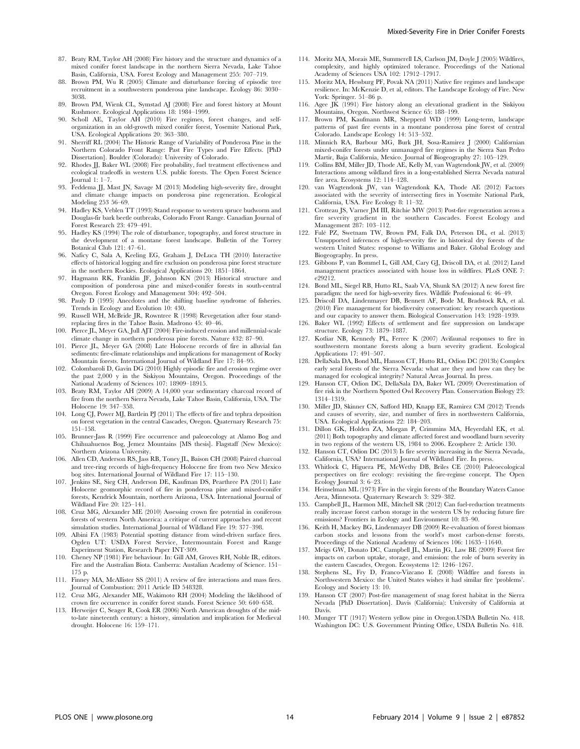87. Beaty RM, Taylor AH (2008) Fire history and the structure and dynamics of a mixed conifer forest landscape in the northern Sierra Nevada, Lake Tahoe Basin, California, USA. Forest Ecology and Management 255: 707–719.
88. Brown PM, Wu R (2005) Climate and disturbance forcing of episodic tree recruitment in a southwestern ponderosa pine landscape. Ecology 86: 3030–3038.
89. Brown PM, Wienk CL, Symstad AJ (2008) Fire and forest history at Mount Rushmore. Ecological Applications 18: 1984–1999.
90. Scholl AE, Taylor AH (2010) Fire regimes, forest changes, and self-organization in an old-growth mixed conifer forest, Yosemite National Park, USA. Ecological Applications 20: 363–380.
91. Sherriff RL (2004) The Historic Range of Variability of Ponderosa Pine in the Northern Colorado Front Range: Past Fire Types and Fire Effects. [PhD Dissertation]. Boulder (Colorado): University of Colorado.
92. Rhodes JJ, Baker WL (2008) Fire probability, fuel treatment effectiveness and ecological tradeoffs in western U.S. public forests. The Open Forest Science Journal 1: 1–7.
93. Feddema JJ, Mast JN, Savage M (2013) Modeling high-severity fire, drought and climate change impacts on ponderosa pine regeneration. Ecological Modeling 253 56–69.
94. Hadley KS, Veblen TT (1993) Stand response to western spruce budworm and Douglas-fir bark beetle outbreaks, Colorado Front Range. Canadian Journal of Forest Research 23: 479–491.
95. Hadley KS (1994) The role of disturbance, topography, and forest structure in the development of a montane forest landscape. Bulletin of the Torrey Botanical Club 121: 47–61.
96. Naficy C, Sala A, Keeling EG, Graham J, DeLuca TH (2010) Interactive effects of historical logging and fire exclusion on ponderosa pine forest structure in the northern Rockies. Ecological Applications 20: 1851–1864.
97. Hagmann RK, Franklin JF, Johnson KN (2013) Historical structure and composition of ponderosa pine and mixed-conifer forests in south-central Oregon. Forest Ecology and Management 304: 492–504.
98. Pauly D (1995) Anecdotes and the shifting baseline syndrome of fisheries. Trends in Ecology and Evolution 10: 430.
99. Russell WH, McBride JR, Rowntree R (1998) Revegetation after four stand-replacing fires in the Tahoe Basin. Madrono 45: 40–46.
100. Pierce JL, Meyer GA, Jull AJT (2004) Fire-induced erosion and millennial-scale climate change in northern ponderosa pine forests. Nature 432: 87–90.
101. Pierce JL, Meyer GA (2008) Late Holocene records of fire in alluvial fan sediments: fire-climate relationships and implications for management of Rocky Mountain forests. International Journal of Wildland Fire 17: 84–95.
102. Colombaroli D, Gavin DG (2010) Highly episodic fire and erosion regime over the past 2,000 y in the Siskiyou Mountains, Oregon. Proceedings of the National Academy of Sciences 107: 18909–18915.
103. Beaty RM, Taylor AH (2009) A 14,000 year sedimentary charcoal record of fire from the northern Sierra Nevada, Lake Tahoe Basin, California, USA. The Holocene 19: 347–358.
104. Long CJ, Power MJ, Bartlein PJ (2011) The effects of fire and tephra deposition on forest vegetation in the central Cascades, Oregon. Quaternary Research 75: 151–158.
105. Brunner-Jass R (1999) Fire occurrence and paleoecology at Alamo Bog and Chihuahuenos Bog, Jemez Mountains [MS thesis]. Flagstaff (New Mexico): Northern Arizona University.
106. Allen CD, Anderson RS, Jass RB, Toney JL, Baison CH (2008) Paired charcoal and tree-ring records of high-frequency Holocene fire from two New Mexico bog sites. International Journal of Wildland Fire 17: 115–130.
107. Jenkins SE, Sieg CH, Anderson DE, Kaufman DS, Pearthree PA (2011) Late Holocene geomorphic record of fire in ponderosa pine and mixed-conifer forests, Kendrick Mountain, northern Arizona, USA. International Journal of Wildland Fire 20: 125–141.
108. Cruz MG, Alexander ME (2010) Assessing crown fire potential in coniferous forests of western North America: a critique of current approaches and recent simulation studies. International Journal of Wildland Fire 19: 377–398.
109. Albini FA (1983) Potential spotting distance from wind-driven surface fires. Ogden UT: USDA Forest Service, Intermountain Forest and Range Experiment Station, Research Paper INT-309.
110. Cheney NP (1981) Fire behaviour. In: Gill AM, Groves RH, Noble IR, editors. Fire and the Australian Biota. Canberra: Austalian Academy of Science. 151–175 p.
111. Finney MA, McAllister SS (2011) A review of fire interactions and mass fires. Journal of Combustion: 2011 Article ID 548328.
112. Cruz MG, Alexander ME, Wakimoto RH (2004) Modeling the likelihood of crown fire occurrence in conifer forest stands. Forest Science 50: 640–658.
113. Herweijer C, Seager R, Cook ER (2006) North American droughts of the mid-to-late nineteenth century: a history, simulation and implication for Medieval drought. Holocene 16: 159–171.
114. Moritz MA, Morais ME, Summerell LS, Carlson JM, Doyle J (2005) Wildfires, complexity, and highly optimized tolerance. Proceedings of the National Academy of Sciences USA 102: 17912–17917.
115. Moritz MA, Hessburg PF, Povak NA (2011) Native fire regimes and landscape resilience. In: McKenzie D, et al, editors. The Landscape Ecology of Fire. New York: Springer. 51–86 p.
116. Agee JK (1991) Fire history along an elevational gradient in the Siskiyou Mountains, Oregon. Northwest Science 65: 188–199.
117. Brown PM, Kaufmann MR, Shepperd WD (1999) Long-term, landscape patterns of past fire events in a montane ponderosa pine forest of central Colorado. Landscape Ecology 14: 513–532.
118. Minnich RA, Barbour MG, Burk JH, Sosa-Ramirez J (2000) Californian mixed-conifer forests under unmanaged fire regimes in the Sierra San Pedro Martir, Baja California, Mexico. Journal of Biogeography 27: 105–129.
119. Collins BM, Miller JD, Thode AE, Kelly M, van Wagtendonk JW, et al. (2009) Interactions among wildland fires in a long-established Sierra Nevada natural fire area. Ecosystems 12: 114–128.
120. van Wagtendonk JW, van Wagtendonk KA, Thode AE (2012) Factors associated with the severity of intersecting fires in Yosemite National Park, California, USA. Fire Ecology 8: 11–32.
121. Crotteau JS, Varner JM III, Ritchie MW (2013) Post-fire regeneration across a fire severity gradient in the southern Cascades. Forest Ecology and Management 287: 103–112.
122. Fulé PZ, Swetnam TW, Brown PM, Falk DA, Peterson DL, et al. (2013) Unsupported inferences of high-severity fire in historical dry forests of the western United States: response to Williams and Baker. Global Ecology and Biogeography. In press.
123. Gibbons P, van Bommel L, Gill AM, Cary GJ, Driscoll DA, et al. (2012) Land management practices associated with house loss in wildfires. PLoS ONE 7: e29212.
124. Bond ML, Siegel RB, Hutto RL, Saab VA, Shunk SA (2012) A new forest fire paradigm: the need for high-severity fires. Wildlife Professional 6: 46–49.
125. Driscoll DA, Lindenmayer DB, Bennett AF, Bode M, Bradstock RA, et al. (2010) Fire management for biodiversity conservation: key research questions and our capacity to answer them. Biological Conservation 143: 1928–1939.
126. Baker WL (1992) Effects of settlement and fire suppression on landscape structure. Ecology 73: 1879–1887.
127. Kotliar NB, Kennedy PL, Ferree K (2007) Avifaunal responses to fire in southwestern montane forests along a burn severity gradient. Ecological Applications 17: 491–507.
128. DellaSala DA, Bond ML, Hanson CT, Hutto RL, Odion DC (2013b) Complex early seral forests of the Sierra Nevada: what are they and how can they be managed for ecological integrity? Natural Areas Journal. In press.
129. Hanson CT, Odion DC, DellaSala DA, Baker WL (2009) Overestimation of fire risk in the Northern Spotted Owl Recovery Plan. Conservation Biology 23: 1314–1319.
130. Miller JD, Skinner CN, Safford HD, Knapp EE, Ramirez CM (2012) Trends and causes of severity, size, and number of fires in northwestern California, USA. Ecological Applications 22: 184–203.
131. Dillon GK, Holden ZA, Morgan P, Crimmins MA, Heyerdahl EK, et al. (2011) Both topography and climate affected forest and woodland burn severity in two regions of the western US, 1984 to 2006. Ecosphere 2: Article 130.
132. Hanson CT, Odion DC (2013) Is fire severity increasing in the Sierra Nevada, California, USA? International Journal of Wildland Fire. In press.
133. Whitlock C, Higuera PE, McWethy DB, Briles CE (2010) Paleoecological perspectives on fire ecology: revisiting the fire-regime concept. The Open Ecology Journal 3: 6–23.
134. Heinselman ML (1973) Fire in the virgin forests of the Boundary Waters Canoe Area, Minnesota. Quaternary Research 3: 329–382.
135. Campbell JL, Harmon ME, Mitchell SR (2012) Can fuel-reduction treatments really increase forest carbon storage in the western US by reducing future fire emissions? Frontiers in Ecology and Environment 10: 83–90.
136. Keith H, Mackey BG, Lindenmayer DB (2009) Re-evaluation of forest biomass carbon stocks and lessons from the world's most carbon-dense forests. Proceedings of the National Academy of Sciences 106: 11635–11640.
137. Meigs GW, Donato DC, Campbell JL, Martin JG, Law BE (2009) Forest fire impacts on carbon uptake, storage, and emission: the role of burn severity in the eastern Cascades, Oregon. Ecosystems 12: 1246–1267.
138. Stephens SL, Fry D, Franco-Vizcano E (2008) Wildfire and forests in Northwestern Mexico: the United States wishes it had similar fire 'problems'. Ecology and Society 13: 10.
139. Hanson CT (2007) Post-fire management of snag forest habitat in the Sierra Nevada [PhD Dissertation]. Davis (California): University of California at Davis.
140. Munger TT (1917) Western yellow pine in Oregon.USDA Bulletin No. 418. Washington DC: U.S. Government Printing Office, USDA Bulletin No. 418.